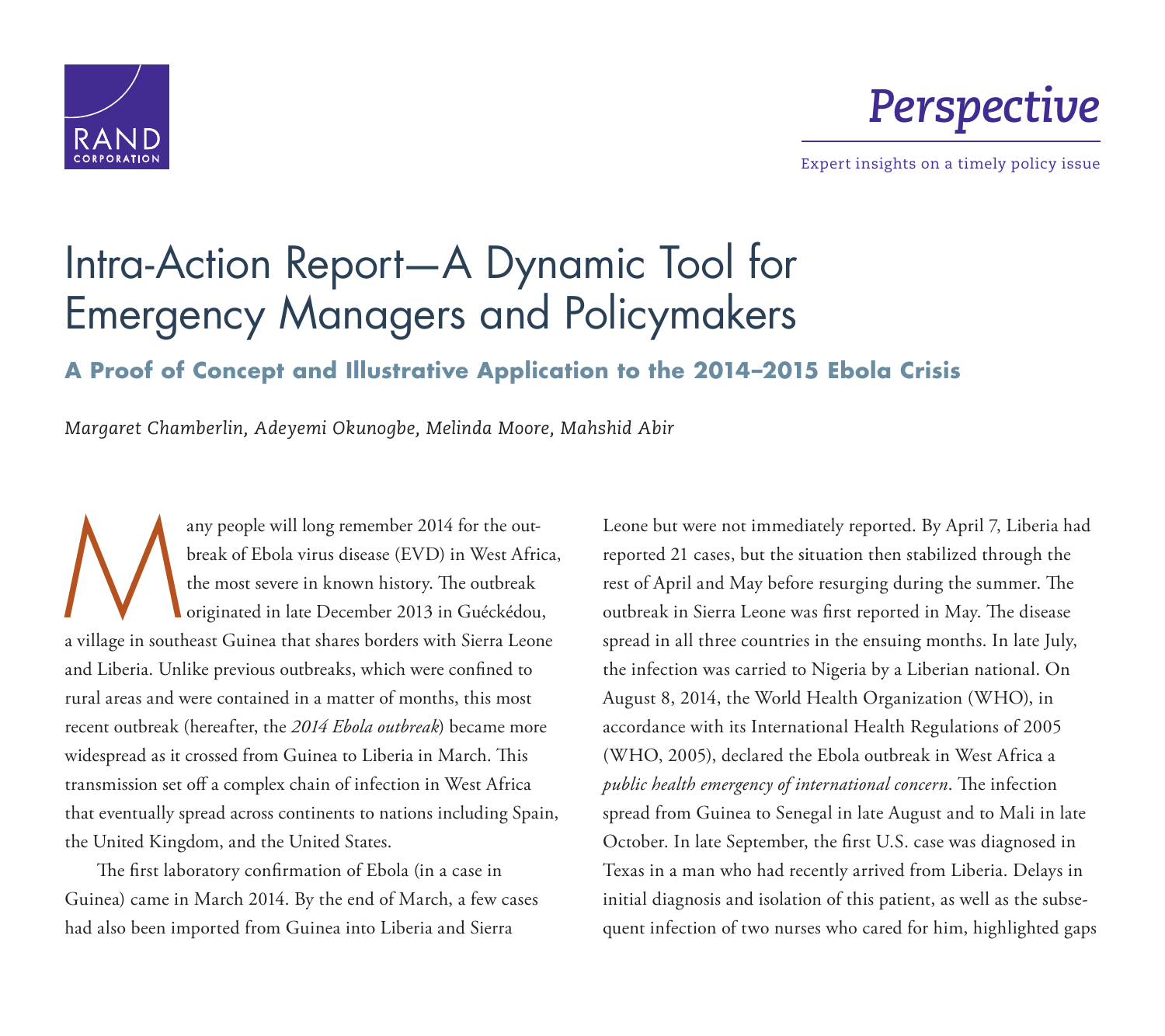# Intra-Action Report—A Dynamic Tool for Emergency Managers and Policymakers

## A Proof of Concept and Illustrative Application to the 2014–2015 Ebola Crisis

*Margaret Chamberlin, Adeyemi Okunogbe, Melinda Moore, Mahshid Abir*

Many people will long remember 2014 for the outbreak of Ebola virus disease (EVD) in West Africa, the most severe in known history. The outbreak originated in late December 2013 in Guéckédou, a village in southeast Guinea that shares borders with Sierra Leone and Liberia. Unlike previous outbreaks, which were confined to rural areas and were contained in a matter of months, this most recent outbreak (hereafter, the *2014 Ebola outbreak*) became more widespread as it crossed from Guinea to Liberia in March. This transmission set off a complex chain of infection in West Africa that eventually spread across continents to nations including Spain, the United Kingdom, and the United States.

The first laboratory confirmation of Ebola (in a case in Guinea) came in March 2014. By the end of March, a few cases had also been imported from Guinea into Liberia and Sierra Leone but were not immediately reported. By April 7, Liberia had reported 21 cases, but the situation then stabilized through the rest of April and May before resurging during the summer. The outbreak in Sierra Leone was first reported in May. The disease spread in all three countries in the ensuing months. In late July, the infection was carried to Nigeria by a Liberian national. On August 8, 2014, the World Health Organization (WHO), in accordance with its International Health Regulations of 2005 (WHO, 2005), declared the Ebola outbreak in West Africa a *public health emergency of international concern*. The infection spread from Guinea to Senegal in late August and to Mali in late October. In late September, the first U.S. case was diagnosed in Texas in a man who had recently arrived from Liberia. Delays in initial diagnosis and isolation of this patient, as well as the subsequent infection of two nurses who cared for him, highlighted gaps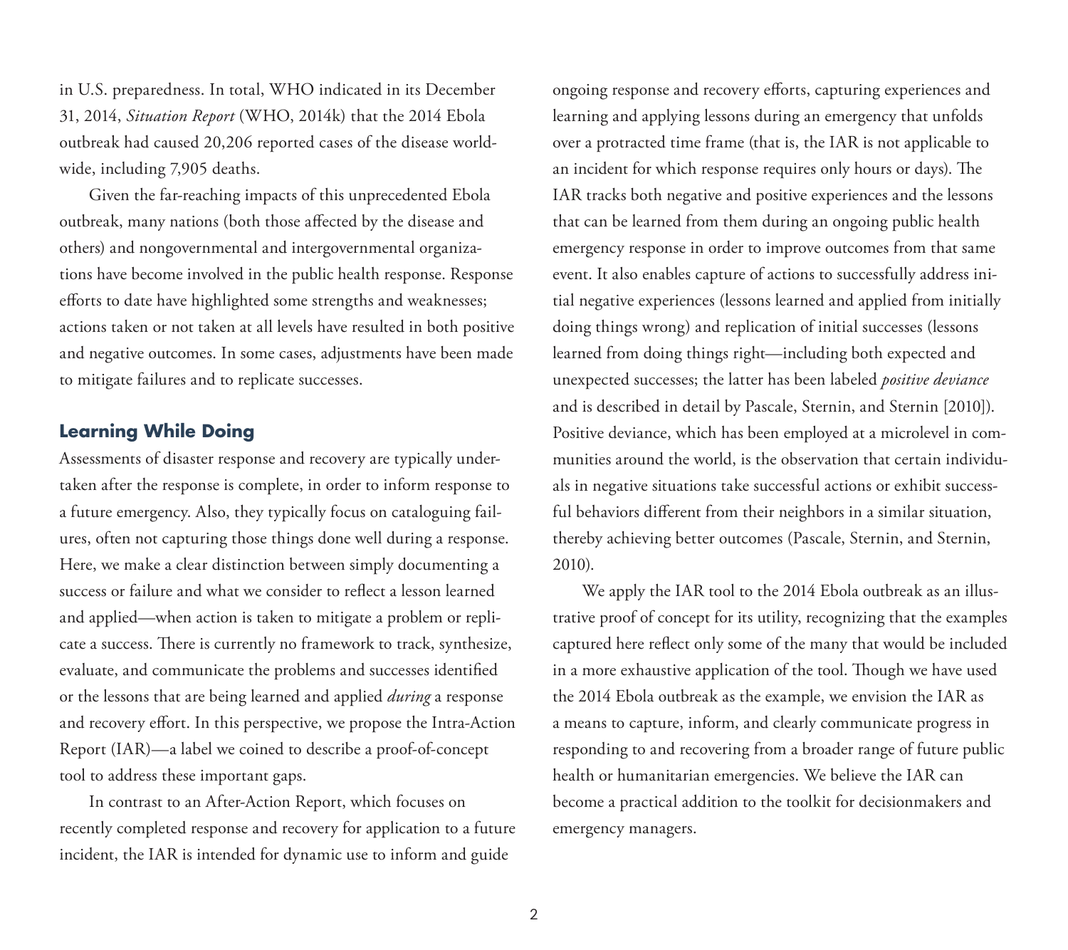in U.S. preparedness. In total, WHO indicated in its December 31, 2014, *Situation Report* (WHO, 2014k) that the 2014 Ebola outbreak had caused 20,206 reported cases of the disease worldwide, including 7,905 deaths.

Given the far-reaching impacts of this unprecedented Ebola outbreak, many nations (both those affected by the disease and others) and nongovernmental and intergovernmental organizations have become involved in the public health response. Response efforts to date have highlighted some strengths and weaknesses; actions taken or not taken at all levels have resulted in both positive and negative outcomes. In some cases, adjustments have been made to mitigate failures and to replicate successes.

## Learning While Doing

Assessments of disaster response and recovery are typically undertaken after the response is complete, in order to inform response to a future emergency. Also, they typically focus on cataloguing failures, often not capturing those things done well during a response. Here, we make a clear distinction between simply documenting a success or failure and what we consider to reflect a lesson learned and applied—when action is taken to mitigate a problem or replicate a success. There is currently no framework to track, synthesize, evaluate, and communicate the problems and successes identified or the lessons that are being learned and applied *during* a response and recovery effort. In this perspective, we propose the Intra-Action Report (IAR)—a label we coined to describe a proof-of-concept tool to address these important gaps.

In contrast to an After-Action Report, which focuses on recently completed response and recovery for application to a future incident, the IAR is intended for dynamic use to inform and guide ongoing response and recovery efforts, capturing experiences and learning and applying lessons during an emergency that unfolds over a protracted time frame (that is, the IAR is not applicable to an incident for which response requires only hours or days). The IAR tracks both negative and positive experiences and the lessons that can be learned from them during an ongoing public health emergency response in order to improve outcomes from that same event. It also enables capture of actions to successfully address initial negative experiences (lessons learned and applied from initially doing things wrong) and replication of initial successes (lessons learned from doing things right—including both expected and unexpected successes; the latter has been labeled *positive deviance* and is described in detail by Pascale, Sternin, and Sternin [2010]). Positive deviance, which has been employed at a microlevel in communities around the world, is the observation that certain individuals in negative situations take successful actions or exhibit successful behaviors different from their neighbors in a similar situation, thereby achieving better outcomes (Pascale, Sternin, and Sternin, 2010).

We apply the IAR tool to the 2014 Ebola outbreak as an illustrative proof of concept for its utility, recognizing that the examples captured here reflect only some of the many that would be included in a more exhaustive application of the tool. Though we have used the 2014 Ebola outbreak as the example, we envision the IAR as a means to capture, inform, and clearly communicate progress in responding to and recovering from a broader range of future public health or humanitarian emergencies. We believe the IAR can become a practical addition to the toolkit for decisionmakers and emergency managers.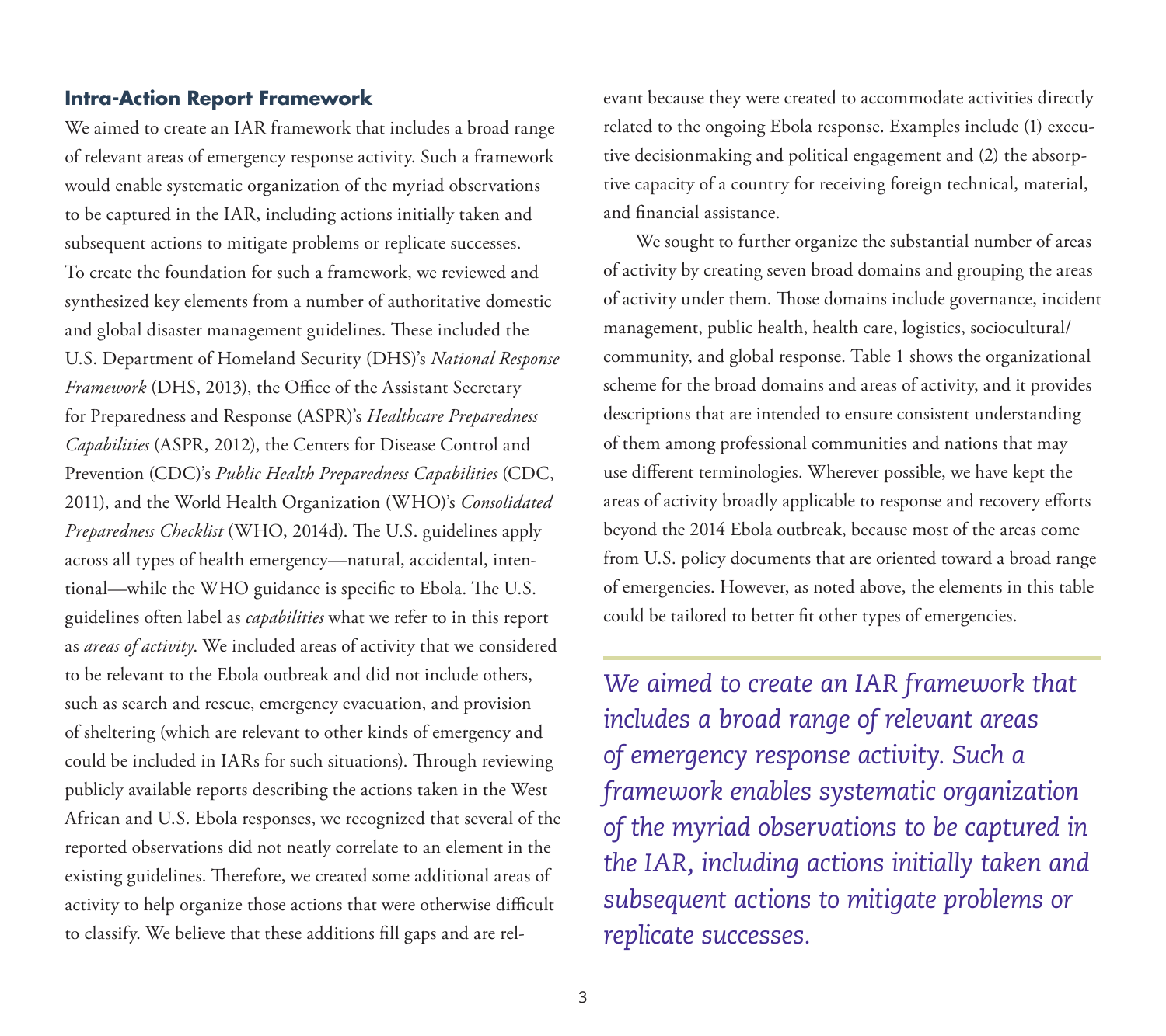### Intra-Action Report Framework

We aimed to create an IAR framework that includes a broad range of relevant areas of emergency response activity. Such a framework would enable systematic organization of the myriad observations to be captured in the IAR, including actions initially taken and subsequent actions to mitigate problems or replicate successes. To create the foundation for such a framework, we reviewed and synthesized key elements from a number of authoritative domestic and global disaster management guidelines. These included the U.S. Department of Homeland Security (DHS)'s *National Response Framework* (DHS, 2013), the Office of the Assistant Secretary for Preparedness and Response (ASPR)'s *Healthcare Preparedness Capabilities* (ASPR, 2012), the Centers for Disease Control and Prevention (CDC)'s *Public Health Preparedness Capabilities* (CDC, 2011), and the World Health Organization (WHO)'s *Consolidated Preparedness Checklist* (WHO, 2014d). The U.S. guidelines apply across all types of health emergency—natural, accidental, intentional—while the WHO guidance is specific to Ebola. The U.S. guidelines often label as *capabilities* what we refer to in this report as *areas of activity*. We included areas of activity that we considered to be relevant to the Ebola outbreak and did not include others, such as search and rescue, emergency evacuation, and provision of sheltering (which are relevant to other kinds of emergency and could be included in IARs for such situations). Through reviewing publicly available reports describing the actions taken in the West African and U.S. Ebola responses, we recognized that several of the reported observations did not neatly correlate to an element in the existing guidelines. Therefore, we created some additional areas of activity to help organize those actions that were otherwise difficult to classify. We believe that these additions fill gaps and are relevant because they were created to accommodate activities directly related to the ongoing Ebola response. Examples include (1) executive decisionmaking and political engagement and (2) the absorptive capacity of a country for receiving foreign technical, material, and financial assistance.

We sought to further organize the substantial number of areas of activity by creating seven broad domains and grouping the areas of activity under them. Those domains include governance, incident management, public health, health care, logistics, sociocultural/community, and global response. Table 1 shows the organizational scheme for the broad domains and areas of activity, and it provides descriptions that are intended to ensure consistent understanding of them among professional communities and nations that may use different terminologies. Wherever possible, we have kept the areas of activity broadly applicable to response and recovery efforts beyond the 2014 Ebola outbreak, because most of the areas come from U.S. policy documents that are oriented toward a broad range of emergencies. However, as noted above, the elements in this table could be tailored to better fit other types of emergencies.

*We aimed to create an IAR framework that includes a broad range of relevant areas of emergency response activity. Such a framework enables systematic organization of the myriad observations to be captured in the IAR, including actions initially taken and subsequent actions to mitigate problems or replicate successes.*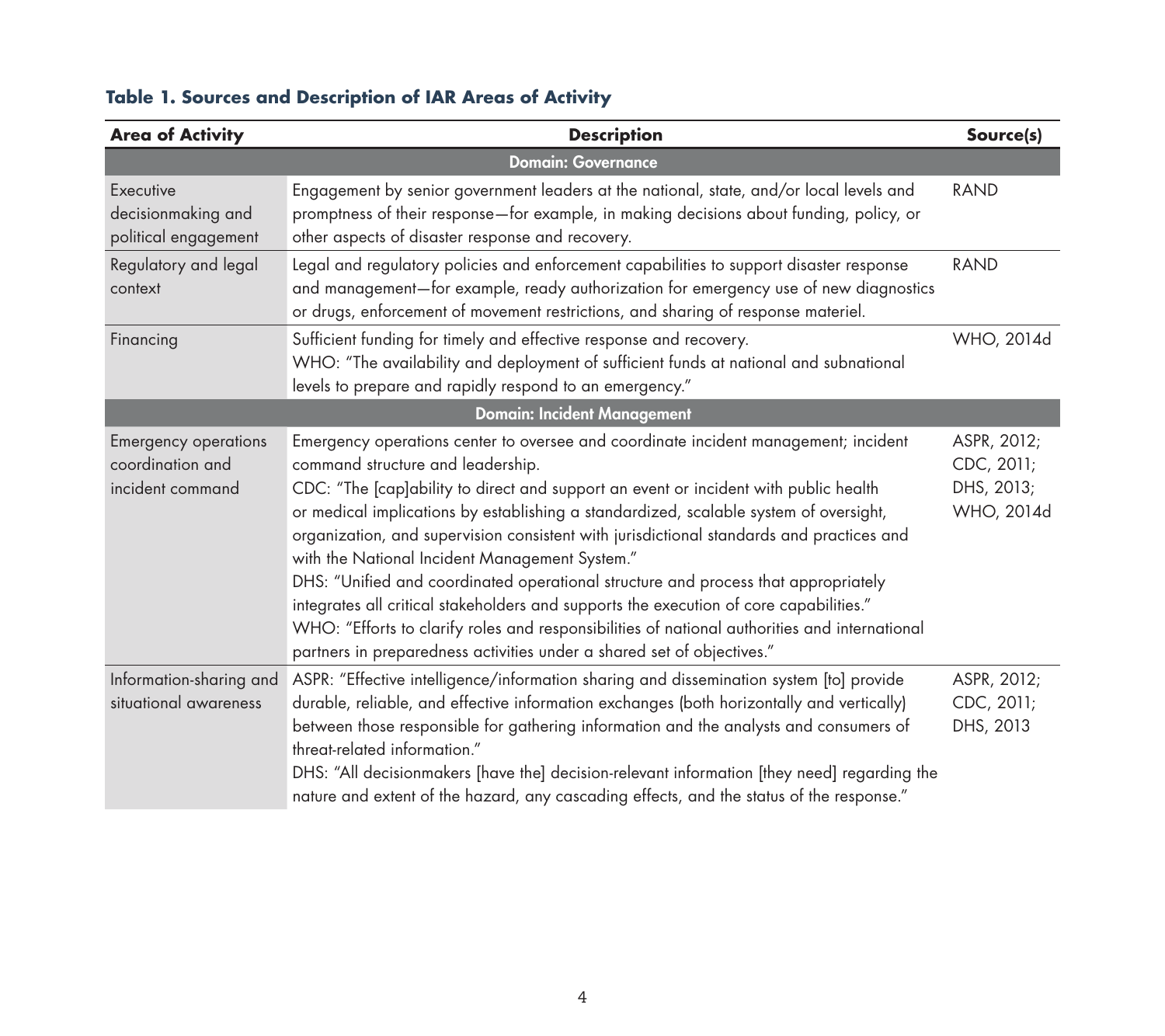**Table 1. Sources and Description of IAR Areas of Activity**

| Area of Activity | Description | Source(s) |
|---|---|---|
| **Domain: Governance** | | |
| Executive decisionmaking and political engagement | Engagement by senior government leaders at the national, state, and/or local levels and promptness of their response—for example, in making decisions about funding, policy, or other aspects of disaster response and recovery. | RAND |
| Regulatory and legal context | Legal and regulatory policies and enforcement capabilities to support disaster response and management—for example, ready authorization for emergency use of new diagnostics or drugs, enforcement of movement restrictions, and sharing of response materiel. | RAND |
| Financing | Sufficient funding for timely and effective response and recovery.<br>WHO: "The availability and deployment of sufficient funds at national and subnational levels to prepare and rapidly respond to an emergency." | WHO, 2014d |
| **Domain: Incident Management** | | |
| Emergency operations coordination and incident command | Emergency operations center to oversee and coordinate incident management; incident command structure and leadership.<br>CDC: "The [cap]ability to direct and support an event or incident with public health or medical implications by establishing a standardized, scalable system of oversight, organization, and supervision consistent with jurisdictional standards and practices and with the National Incident Management System."<br>DHS: "Unified and coordinated operational structure and process that appropriately integrates all critical stakeholders and supports the execution of core capabilities."<br>WHO: "Efforts to clarify roles and responsibilities of national authorities and international partners in preparedness activities under a shared set of objectives." | ASPR, 2012; CDC, 2011; DHS, 2013; WHO, 2014d |
| Information-sharing and situational awareness | ASPR: "Effective intelligence/information sharing and dissemination system [to] provide durable, reliable, and effective information exchanges (both horizontally and vertically) between those responsible for gathering information and the analysts and consumers of threat-related information."<br>DHS: "All decisionmakers [have the] decision-relevant information [they need] regarding the nature and extent of the hazard, any cascading effects, and the status of the response." | ASPR, 2012; CDC, 2011; DHS, 2013 |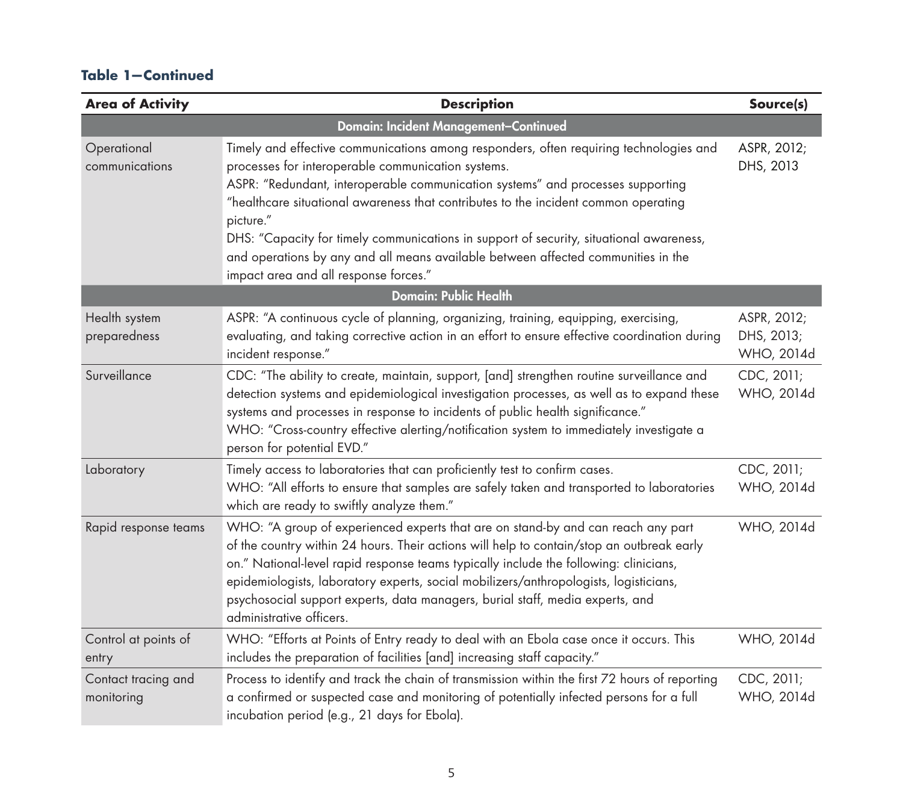**Table 1—Continued**

| Area of Activity | Description | Source(s) |
|---|---|---|
| **Domain: Incident Management–Continued** | | |
| Operational communications | Timely and effective communications among responders, often requiring technologies and processes for interoperable communication systems.<br>ASPR: "Redundant, interoperable communication systems" and processes supporting "healthcare situational awareness that contributes to the incident common operating picture."<br>DHS: "Capacity for timely communications in support of security, situational awareness, and operations by any and all means available between affected communities in the impact area and all response forces." | ASPR, 2012; DHS, 2013 |
| **Domain: Public Health** | | |
| Health system preparedness | ASPR: "A continuous cycle of planning, organizing, training, equipping, exercising, evaluating, and taking corrective action in an effort to ensure effective coordination during incident response." | ASPR, 2012; DHS, 2013; WHO, 2014d |
| Surveillance | CDC: "The ability to create, maintain, support, [and] strengthen routine surveillance and detection systems and epidemiological investigation processes, as well as to expand these systems and processes in response to incidents of public health significance."<br>WHO: "Cross-country effective alerting/notification system to immediately investigate a person for potential EVD." | CDC, 2011; WHO, 2014d |
| Laboratory | Timely access to laboratories that can proficiently test to confirm cases.<br>WHO: "All efforts to ensure that samples are safely taken and transported to laboratories which are ready to swiftly analyze them." | CDC, 2011; WHO, 2014d |
| Rapid response teams | WHO: "A group of experienced experts that are on stand-by and can reach any part of the country within 24 hours. Their actions will help to contain/stop an outbreak early on." National-level rapid response teams typically include the following: clinicians, epidemiologists, laboratory experts, social mobilizers/anthropologists, logisticians, psychosocial support experts, data managers, burial staff, media experts, and administrative officers. | WHO, 2014d |
| Control at points of entry | WHO: "Efforts at Points of Entry ready to deal with an Ebola case once it occurs. This includes the preparation of facilities [and] increasing staff capacity." | WHO, 2014d |
| Contact tracing and monitoring | Process to identify and track the chain of transmission within the first 72 hours of reporting a confirmed or suspected case and monitoring of potentially infected persons for a full incubation period (e.g., 21 days for Ebola). | CDC, 2011; WHO, 2014d |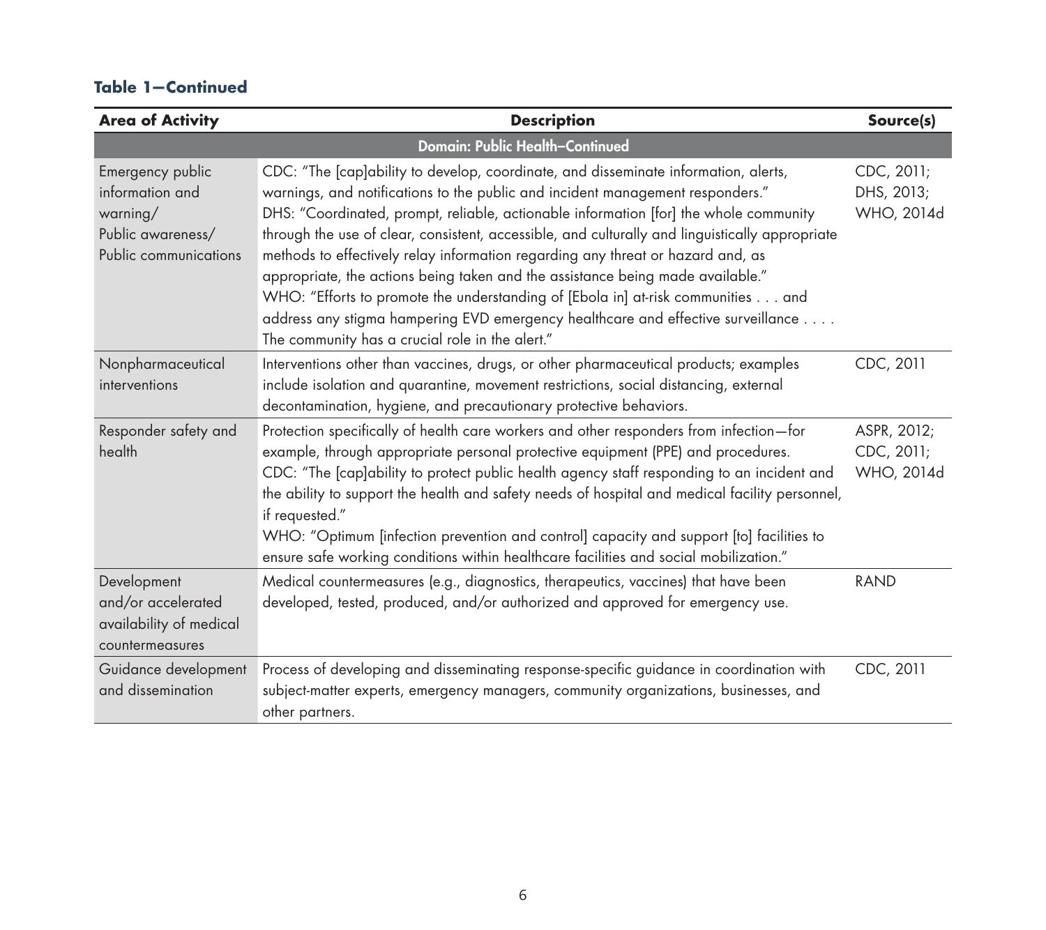**Table 1—Continued**

| Area of Activity | Description | Source(s) |
|---|---|---|
| **Domain: Public Health–Continued** | | |
| Emergency public information and warning/ Public awareness/ Public communications | CDC: "The [cap]ability to develop, coordinate, and disseminate information, alerts, warnings, and notifications to the public and incident management responders." DHS: "Coordinated, prompt, reliable, actionable information [for] the whole community through the use of clear, consistent, accessible, and culturally and linguistically appropriate methods to effectively relay information regarding any threat or hazard and, as appropriate, the actions being taken and the assistance being made available." WHO: "Efforts to promote the understanding of [Ebola in] at-risk communities . . . and address any stigma hampering EVD emergency healthcare and effective surveillance . . . . The community has a crucial role in the alert." | CDC, 2011; DHS, 2013; WHO, 2014d |
| Nonpharmaceutical interventions | Interventions other than vaccines, drugs, or other pharmaceutical products; examples include isolation and quarantine, movement restrictions, social distancing, external decontamination, hygiene, and precautionary protective behaviors. | CDC, 2011 |
| Responder safety and health | Protection specifically of health care workers and other responders from infection—for example, through appropriate personal protective equipment (PPE) and procedures. CDC: "The [cap]ability to protect public health agency staff responding to an incident and the ability to support the health and safety needs of hospital and medical facility personnel, if requested." WHO: "Optimum [infection prevention and control] capacity and support [to] facilities to ensure safe working conditions within healthcare facilities and social mobilization." | ASPR, 2012; CDC, 2011; WHO, 2014d |
| Development and/or accelerated availability of medical countermeasures | Medical countermeasures (e.g., diagnostics, therapeutics, vaccines) that have been developed, tested, produced, and/or authorized and approved for emergency use. | RAND |
| Guidance development and dissemination | Process of developing and disseminating response-specific guidance in coordination with subject-matter experts, emergency managers, community organizations, businesses, and other partners. | CDC, 2011 |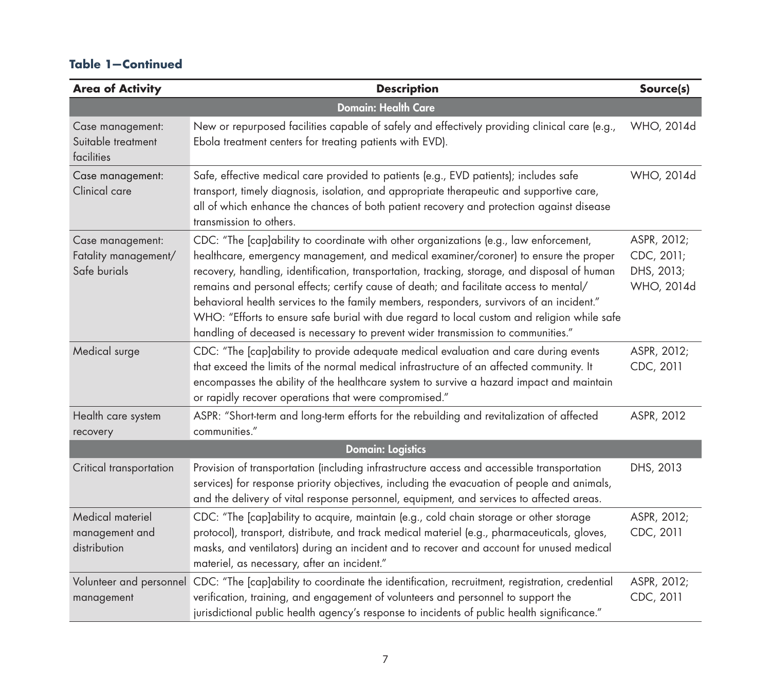**Table 1—Continued**

| Area of Activity | Description | Source(s) |
|---|---|---|
| **Domain: Health Care** | | |
| Case management: Suitable treatment facilities | New or repurposed facilities capable of safely and effectively providing clinical care (e.g., Ebola treatment centers for treating patients with EVD). | WHO, 2014d |
| Case management: Clinical care | Safe, effective medical care provided to patients (e.g., EVD patients); includes safe transport, timely diagnosis, isolation, and appropriate therapeutic and supportive care, all of which enhance the chances of both patient recovery and protection against disease transmission to others. | WHO, 2014d |
| Case management: Fatality management/ Safe burials | CDC: "The [cap]ability to coordinate with other organizations (e.g., law enforcement, healthcare, emergency management, and medical examiner/coroner) to ensure the proper recovery, handling, identification, transportation, tracking, storage, and disposal of human remains and personal effects; certify cause of death; and facilitate access to mental/ behavioral health services to the family members, responders, survivors of an incident." WHO: "Efforts to ensure safe burial with due regard to local custom and religion while safe handling of deceased is necessary to prevent wider transmission to communities." | ASPR, 2012; CDC, 2011; DHS, 2013; WHO, 2014d |
| Medical surge | CDC: "The [cap]ability to provide adequate medical evaluation and care during events that exceed the limits of the normal medical infrastructure of an affected community. It encompasses the ability of the healthcare system to survive a hazard impact and maintain or rapidly recover operations that were compromised." | ASPR, 2012; CDC, 2011 |
| Health care system recovery | ASPR: "Short-term and long-term efforts for the rebuilding and revitalization of affected communities." | ASPR, 2012 |
| **Domain: Logistics** | | |
| Critical transportation | Provision of transportation (including infrastructure access and accessible transportation services) for response priority objectives, including the evacuation of people and animals, and the delivery of vital response personnel, equipment, and services to affected areas. | DHS, 2013 |
| Medical materiel management and distribution | CDC: "The [cap]ability to acquire, maintain (e.g., cold chain storage or other storage protocol), transport, distribute, and track medical materiel (e.g., pharmaceuticals, gloves, masks, and ventilators) during an incident and to recover and account for unused medical materiel, as necessary, after an incident." | ASPR, 2012; CDC, 2011 |
| Volunteer and personnel management | CDC: "The [cap]ability to coordinate the identification, recruitment, registration, credential verification, training, and engagement of volunteers and personnel to support the jurisdictional public health agency's response to incidents of public health significance." | ASPR, 2012; CDC, 2011 |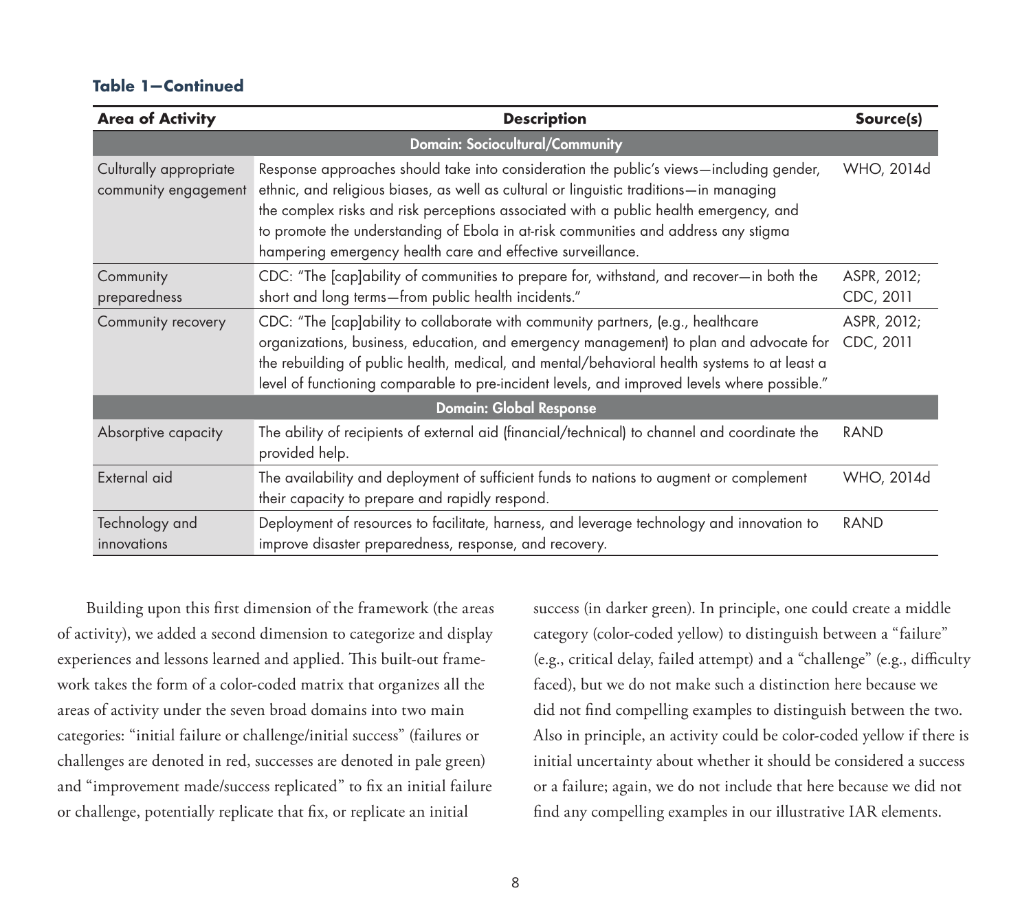**Table 1—Continued**

| Area of Activity | Description | Source(s) |
|---|---|---|
| **Domain: Sociocultural/Community** | | |
| Culturally appropriate community engagement | Response approaches should take into consideration the public's views—including gender, ethnic, and religious biases, as well as cultural or linguistic traditions—in managing the complex risks and risk perceptions associated with a public health emergency, and to promote the understanding of Ebola in at-risk communities and address any stigma hampering emergency health care and effective surveillance. | WHO, 2014d |
| Community preparedness | CDC: "The [cap]ability of communities to prepare for, withstand, and recover—in both the short and long terms—from public health incidents." | ASPR, 2012; CDC, 2011 |
| Community recovery | CDC: "The [cap]ability to collaborate with community partners, (e.g., healthcare organizations, business, education, and emergency management) to plan and advocate for the rebuilding of public health, medical, and mental/behavioral health systems to at least a level of functioning comparable to pre-incident levels, and improved levels where possible." | ASPR, 2012; CDC, 2011 |
| **Domain: Global Response** | | |
| Absorptive capacity | The ability of recipients of external aid (financial/technical) to channel and coordinate the provided help. | RAND |
| External aid | The availability and deployment of sufficient funds to nations to augment or complement their capacity to prepare and rapidly respond. | WHO, 2014d |
| Technology and innovations | Deployment of resources to facilitate, harness, and leverage technology and innovation to improve disaster preparedness, response, and recovery. | RAND |

Building upon this first dimension of the framework (the areas of activity), we added a second dimension to categorize and display experiences and lessons learned and applied. This built-out framework takes the form of a color-coded matrix that organizes all the areas of activity under the seven broad domains into two main categories: "initial failure or challenge/initial success" (failures or challenges are denoted in red, successes are denoted in pale green) and "improvement made/success replicated" to fix an initial failure or challenge, potentially replicate that fix, or replicate an initial success (in darker green). In principle, one could create a middle category (color-coded yellow) to distinguish between a "failure" (e.g., critical delay, failed attempt) and a "challenge" (e.g., difficulty faced), but we do not make such a distinction here because we did not find compelling examples to distinguish between the two. Also in principle, an activity could be color-coded yellow if there is initial uncertainty about whether it should be considered a success or a failure; again, we do not include that here because we did not find any compelling examples in our illustrative IAR elements.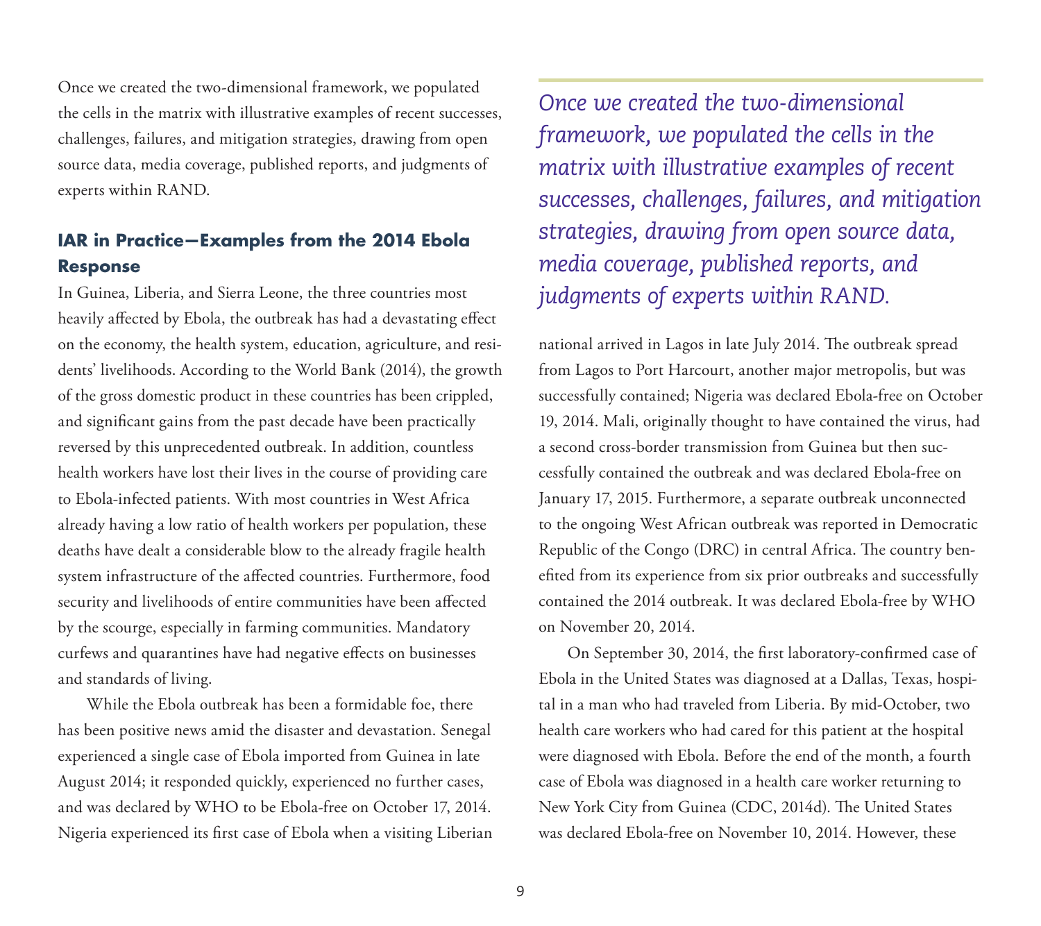Once we created the two-dimensional framework, we populated the cells in the matrix with illustrative examples of recent successes, challenges, failures, and mitigation strategies, drawing from open source data, media coverage, published reports, and judgments of experts within RAND.

## IAR in Practice—Examples from the 2014 Ebola Response

In Guinea, Liberia, and Sierra Leone, the three countries most heavily affected by Ebola, the outbreak has had a devastating effect on the economy, the health system, education, agriculture, and residents' livelihoods. According to the World Bank (2014), the growth of the gross domestic product in these countries has been crippled, and significant gains from the past decade have been practically reversed by this unprecedented outbreak. In addition, countless health workers have lost their lives in the course of providing care to Ebola-infected patients. With most countries in West Africa already having a low ratio of health workers per population, these deaths have dealt a considerable blow to the already fragile health system infrastructure of the affected countries. Furthermore, food security and livelihoods of entire communities have been affected by the scourge, especially in farming communities. Mandatory curfews and quarantines have had negative effects on businesses and standards of living.

While the Ebola outbreak has been a formidable foe, there has been positive news amid the disaster and devastation. Senegal experienced a single case of Ebola imported from Guinea in late August 2014; it responded quickly, experienced no further cases, and was declared by WHO to be Ebola-free on October 17, 2014. Nigeria experienced its first case of Ebola when a visiting Liberian national arrived in Lagos in late July 2014. The outbreak spread from Lagos to Port Harcourt, another major metropolis, but was successfully contained; Nigeria was declared Ebola-free on October 19, 2014. Mali, originally thought to have contained the virus, had a second cross-border transmission from Guinea but then successfully contained the outbreak and was declared Ebola-free on January 17, 2015. Furthermore, a separate outbreak unconnected to the ongoing West African outbreak was reported in Democratic Republic of the Congo (DRC) in central Africa. The country benefited from its experience from six prior outbreaks and successfully contained the 2014 outbreak. It was declared Ebola-free by WHO on November 20, 2014.

On September 30, 2014, the first laboratory-confirmed case of Ebola in the United States was diagnosed at a Dallas, Texas, hospital in a man who had traveled from Liberia. By mid-October, two health care workers who had cared for this patient at the hospital were diagnosed with Ebola. Before the end of the month, a fourth case of Ebola was diagnosed in a health care worker returning to New York City from Guinea (CDC, 2014d). The United States was declared Ebola-free on November 10, 2014. However, these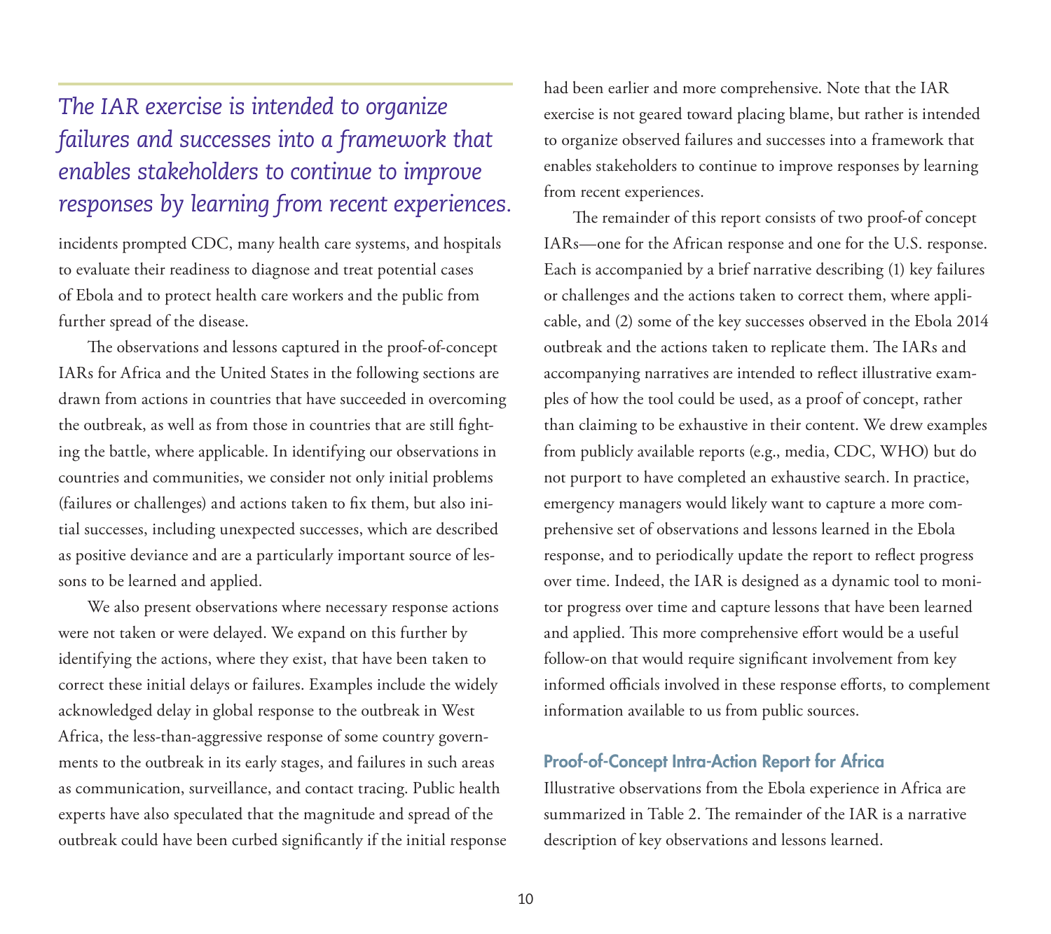*The IAR exercise is intended to organize failures and successes into a framework that enables stakeholders to continue to improve responses by learning from recent experiences.*

incidents prompted CDC, many health care systems, and hospitals to evaluate their readiness to diagnose and treat potential cases of Ebola and to protect health care workers and the public from further spread of the disease.

The observations and lessons captured in the proof-of-concept IARs for Africa and the United States in the following sections are drawn from actions in countries that have succeeded in overcoming the outbreak, as well as from those in countries that are still fighting the battle, where applicable. In identifying our observations in countries and communities, we consider not only initial problems (failures or challenges) and actions taken to fix them, but also initial successes, including unexpected successes, which are described as positive deviance and are a particularly important source of lessons to be learned and applied.

We also present observations where necessary response actions were not taken or were delayed. We expand on this further by identifying the actions, where they exist, that have been taken to correct these initial delays or failures. Examples include the widely acknowledged delay in global response to the outbreak in West Africa, the less-than-aggressive response of some country governments to the outbreak in its early stages, and failures in such areas as communication, surveillance, and contact tracing. Public health experts have also speculated that the magnitude and spread of the outbreak could have been curbed significantly if the initial response had been earlier and more comprehensive. Note that the IAR exercise is not geared toward placing blame, but rather is intended to organize observed failures and successes into a framework that enables stakeholders to continue to improve responses by learning from recent experiences.

The remainder of this report consists of two proof-of concept IARs—one for the African response and one for the U.S. response. Each is accompanied by a brief narrative describing (1) key failures or challenges and the actions taken to correct them, where applicable, and (2) some of the key successes observed in the Ebola 2014 outbreak and the actions taken to replicate them. The IARs and accompanying narratives are intended to reflect illustrative examples of how the tool could be used, as a proof of concept, rather than claiming to be exhaustive in their content. We drew examples from publicly available reports (e.g., media, CDC, WHO) but do not purport to have completed an exhaustive search. In practice, emergency managers would likely want to capture a more comprehensive set of observations and lessons learned in the Ebola response, and to periodically update the report to reflect progress over time. Indeed, the IAR is designed as a dynamic tool to monitor progress over time and capture lessons that have been learned and applied. This more comprehensive effort would be a useful follow-on that would require significant involvement from key informed officials involved in these response efforts, to complement information available to us from public sources.

### Proof-of-Concept Intra-Action Report for Africa

Illustrative observations from the Ebola experience in Africa are summarized in Table 2. The remainder of the IAR is a narrative description of key observations and lessons learned.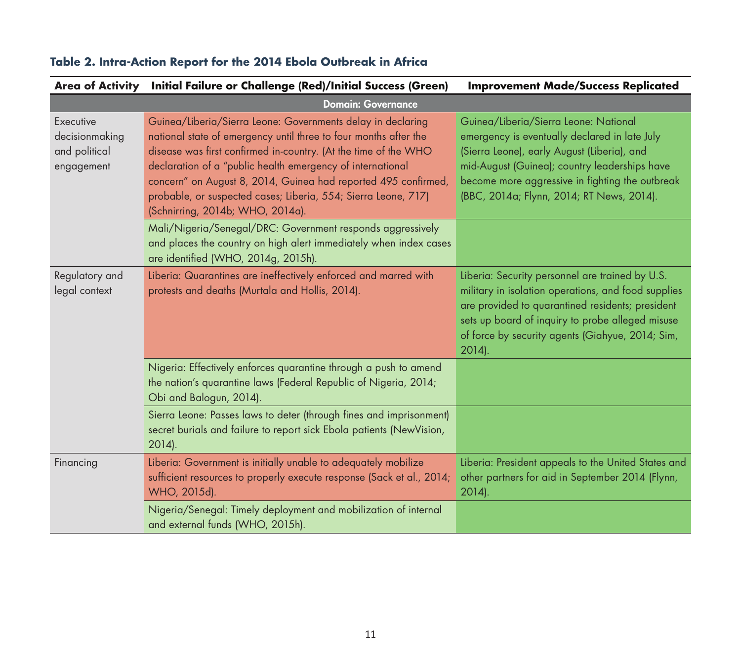**Table 2. Intra-Action Report for the 2014 Ebola Outbreak in Africa**

| Area of Activity | Initial Failure or Challenge (Red)/Initial Success (Green) | Improvement Made/Success Replicated |
|---|---|---|
| **Domain: Governance** | | |
| Executive decisionmaking and political engagement | Guinea/Liberia/Sierra Leone: Governments delay in declaring national state of emergency until three to four months after the disease was first confirmed in-country. (At the time of the WHO declaration of a "public health emergency of international concern" on August 8, 2014, Guinea had reported 495 confirmed, probable, or suspected cases; Liberia, 554; Sierra Leone, 717) (Schnirring, 2014b; WHO, 2014a). | Guinea/Liberia/Sierra Leone: National emergency is eventually declared in late July (Sierra Leone), early August (Liberia), and mid-August (Guinea); country leaderships have become more aggressive in fighting the outbreak (BBC, 2014a; Flynn, 2014; RT News, 2014). |
| | Mali/Nigeria/Senegal/DRC: Government responds aggressively and places the country on high alert immediately when index cases are identified (WHO, 2014g, 2015h). | |
| Regulatory and legal context | Liberia: Quarantines are ineffectively enforced and marred with protests and deaths (Murtala and Hollis, 2014). | Liberia: Security personnel are trained by U.S. military in isolation operations, and food supplies are provided to quarantined residents; president sets up board of inquiry to probe alleged misuse of force by security agents (Giahyue, 2014; Sim, 2014). |
| | Nigeria: Effectively enforces quarantine through a push to amend the nation's quarantine laws (Federal Republic of Nigeria, 2014; Obi and Balogun, 2014). | |
| | Sierra Leone: Passes laws to deter (through fines and imprisonment) secret burials and failure to report sick Ebola patients (NewVision, 2014). | |
| Financing | Liberia: Government is initially unable to adequately mobilize sufficient resources to properly execute response (Sack et al., 2014; WHO, 2015d). | Liberia: President appeals to the United States and other partners for aid in September 2014 (Flynn, 2014). |
| | Nigeria/Senegal: Timely deployment and mobilization of internal and external funds (WHO, 2015h). | |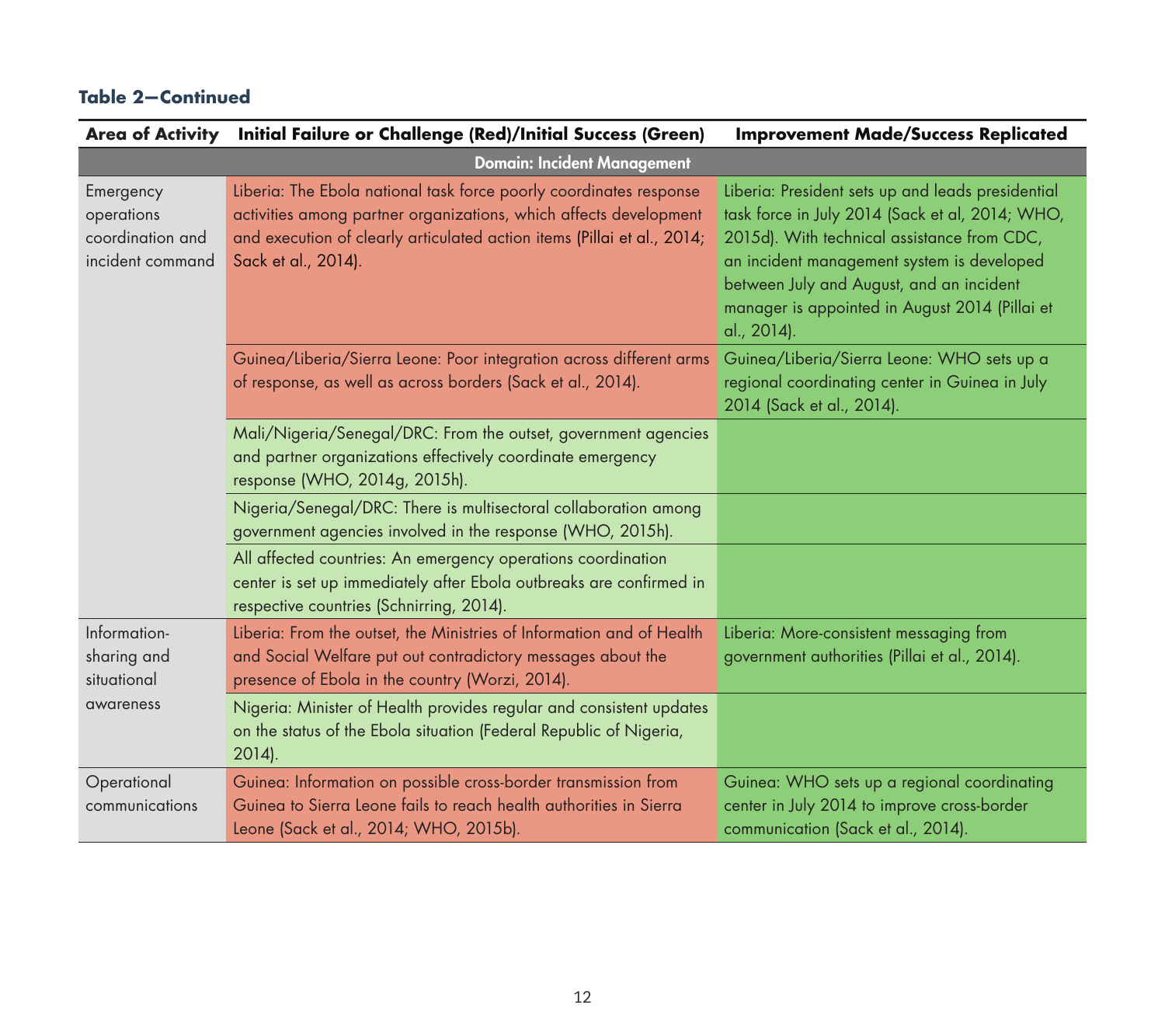**Table 2—Continued**

| Area of Activity | Initial Failure or Challenge (Red)/Initial Success (Green) | Improvement Made/Success Replicated |
|---|---|---|
| **Domain: Incident Management** | | |
| Emergency operations coordination and incident command | Liberia: The Ebola national task force poorly coordinates response activities among partner organizations, which affects development and execution of clearly articulated action items (Pillai et al., 2014; Sack et al., 2014). | Liberia: President sets up and leads presidential task force in July 2014 (Sack et al, 2014; WHO, 2015d). With technical assistance from CDC, an incident management system is developed between July and August, and an incident manager is appointed in August 2014 (Pillai et al., 2014). |
| | Guinea/Liberia/Sierra Leone: Poor integration across different arms of response, as well as across borders (Sack et al., 2014). | Guinea/Liberia/Sierra Leone: WHO sets up a regional coordinating center in Guinea in July 2014 (Sack et al., 2014). |
| | Mali/Nigeria/Senegal/DRC: From the outset, government agencies and partner organizations effectively coordinate emergency response (WHO, 2014g, 2015h). | |
| | Nigeria/Senegal/DRC: There is multisectoral collaboration among government agencies involved in the response (WHO, 2015h). | |
| | All affected countries: An emergency operations coordination center is set up immediately after Ebola outbreaks are confirmed in respective countries (Schnirring, 2014). | |
| Information-sharing and situational awareness | Liberia: From the outset, the Ministries of Information and of Health and Social Welfare put out contradictory messages about the presence of Ebola in the country (Worzi, 2014). | Liberia: More-consistent messaging from government authorities (Pillai et al., 2014). |
| | Nigeria: Minister of Health provides regular and consistent updates on the status of the Ebola situation (Federal Republic of Nigeria, 2014). | |
| Operational communications | Guinea: Information on possible cross-border transmission from Guinea to Sierra Leone fails to reach health authorities in Sierra Leone (Sack et al., 2014; WHO, 2015b). | Guinea: WHO sets up a regional coordinating center in July 2014 to improve cross-border communication (Sack et al., 2014). |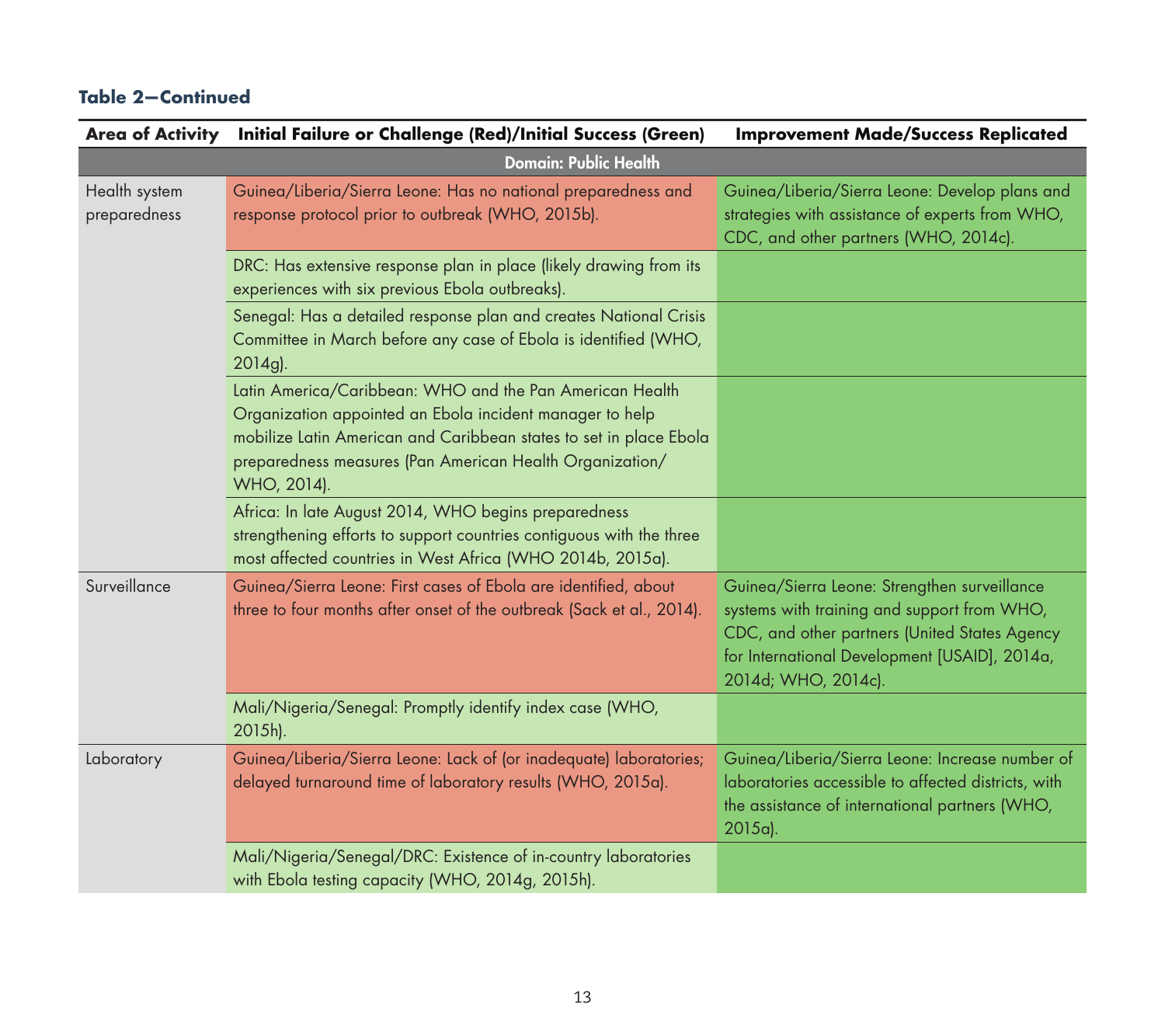**Table 2—Continued**

| Area of Activity | Initial Failure or Challenge (Red)/Initial Success (Green) | Improvement Made/Success Replicated |
|---|---|---|
| **Domain: Public Health** | | |
| Health system preparedness | Guinea/Liberia/Sierra Leone: Has no national preparedness and response protocol prior to outbreak (WHO, 2015b). | Guinea/Liberia/Sierra Leone: Develop plans and strategies with assistance of experts from WHO, CDC, and other partners (WHO, 2014c). |
| | DRC: Has extensive response plan in place (likely drawing from its experiences with six previous Ebola outbreaks). | |
| | Senegal: Has a detailed response plan and creates National Crisis Committee in March before any case of Ebola is identified (WHO, 2014g). | |
| | Latin America/Caribbean: WHO and the Pan American Health Organization appointed an Ebola incident manager to help mobilize Latin American and Caribbean states to set in place Ebola preparedness measures (Pan American Health Organization/ WHO, 2014). | |
| | Africa: In late August 2014, WHO begins preparedness strengthening efforts to support countries contiguous with the three most affected countries in West Africa (WHO 2014b, 2015a). | |
| Surveillance | Guinea/Sierra Leone: First cases of Ebola are identified, about three to four months after onset of the outbreak (Sack et al., 2014). | Guinea/Sierra Leone: Strengthen surveillance systems with training and support from WHO, CDC, and other partners (United States Agency for International Development [USAID], 2014a, 2014d; WHO, 2014c). |
| | Mali/Nigeria/Senegal: Promptly identify index case (WHO, 2015h). | |
| Laboratory | Guinea/Liberia/Sierra Leone: Lack of (or inadequate) laboratories; delayed turnaround time of laboratory results (WHO, 2015a). | Guinea/Liberia/Sierra Leone: Increase number of laboratories accessible to affected districts, with the assistance of international partners (WHO, 2015a). |
| | Mali/Nigeria/Senegal/DRC: Existence of in-country laboratories with Ebola testing capacity (WHO, 2014g, 2015h). | |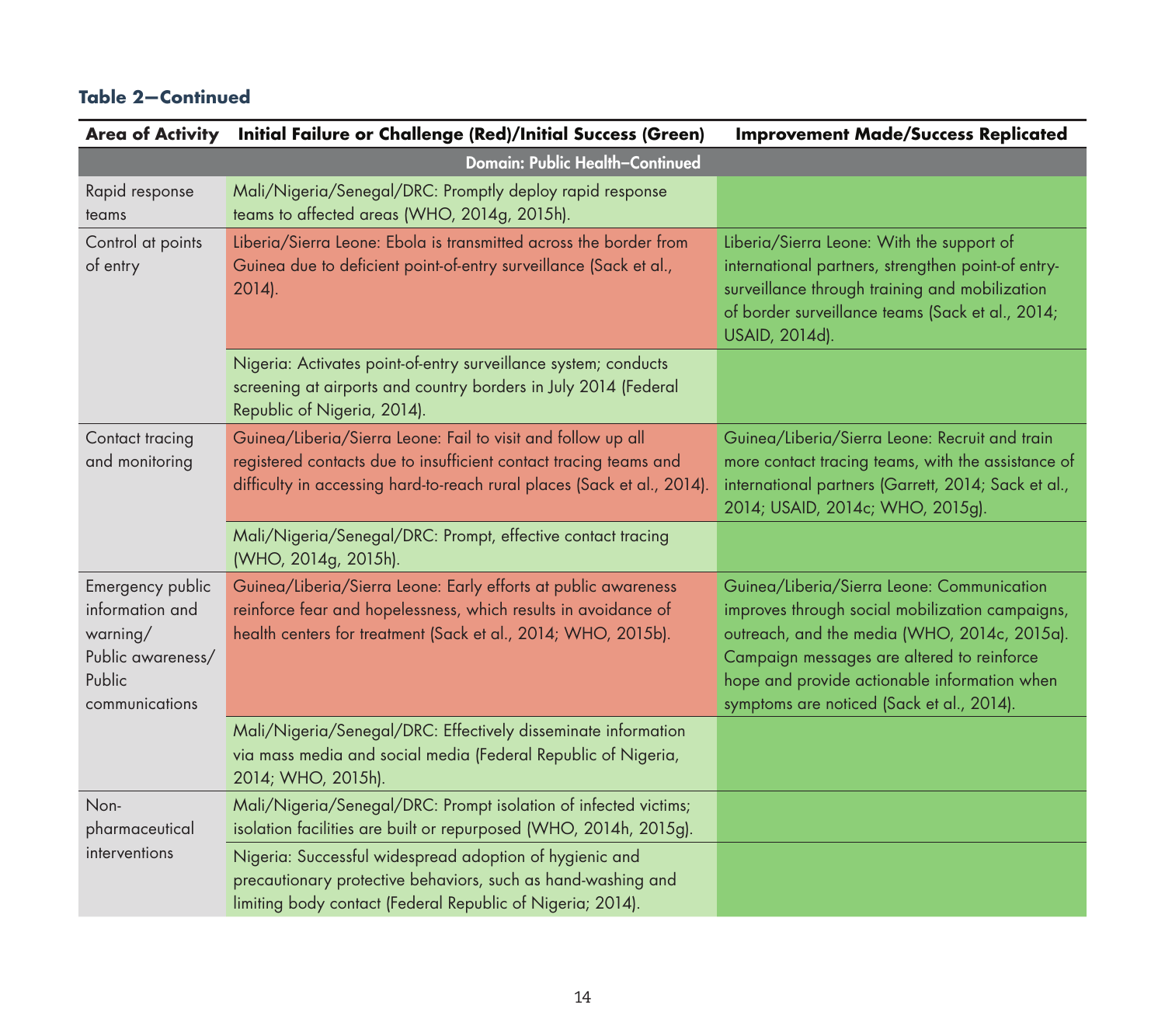**Table 2—Continued**

| Area of Activity | Initial Failure or Challenge (Red)/Initial Success (Green) | Improvement Made/Success Replicated |
|---|---|---|
| **Domain: Public Health–Continued** | | |
| Rapid response teams | Mali/Nigeria/Senegal/DRC: Promptly deploy rapid response teams to affected areas (WHO, 2014g, 2015h). | |
| Control at points of entry | Liberia/Sierra Leone: Ebola is transmitted across the border from Guinea due to deficient point-of-entry surveillance (Sack et al., 2014). | Liberia/Sierra Leone: With the support of international partners, strengthen point-of entry-surveillance through training and mobilization of border surveillance teams (Sack et al., 2014; USAID, 2014d). |
| | Nigeria: Activates point-of-entry surveillance system; conducts screening at airports and country borders in July 2014 (Federal Republic of Nigeria, 2014). | |
| Contact tracing and monitoring | Guinea/Liberia/Sierra Leone: Fail to visit and follow up all registered contacts due to insufficient contact tracing teams and difficulty in accessing hard-to-reach rural places (Sack et al., 2014). | Guinea/Liberia/Sierra Leone: Recruit and train more contact tracing teams, with the assistance of international partners (Garrett, 2014; Sack et al., 2014; USAID, 2014c; WHO, 2015g). |
| | Mali/Nigeria/Senegal/DRC: Prompt, effective contact tracing (WHO, 2014g, 2015h). | |
| Emergency public information and warning/ Public awareness/ Public communications | Guinea/Liberia/Sierra Leone: Early efforts at public awareness reinforce fear and hopelessness, which results in avoidance of health centers for treatment (Sack et al., 2014; WHO, 2015b). | Guinea/Liberia/Sierra Leone: Communication improves through social mobilization campaigns, outreach, and the media (WHO, 2014c, 2015a). Campaign messages are altered to reinforce hope and provide actionable information when symptoms are noticed (Sack et al., 2014). |
| | Mali/Nigeria/Senegal/DRC: Effectively disseminate information via mass media and social media (Federal Republic of Nigeria, 2014; WHO, 2015h). | |
| Non-pharmaceutical interventions | Mali/Nigeria/Senegal/DRC: Prompt isolation of infected victims; isolation facilities are built or repurposed (WHO, 2014h, 2015g). | |
| | Nigeria: Successful widespread adoption of hygienic and precautionary protective behaviors, such as hand-washing and limiting body contact (Federal Republic of Nigeria; 2014). | |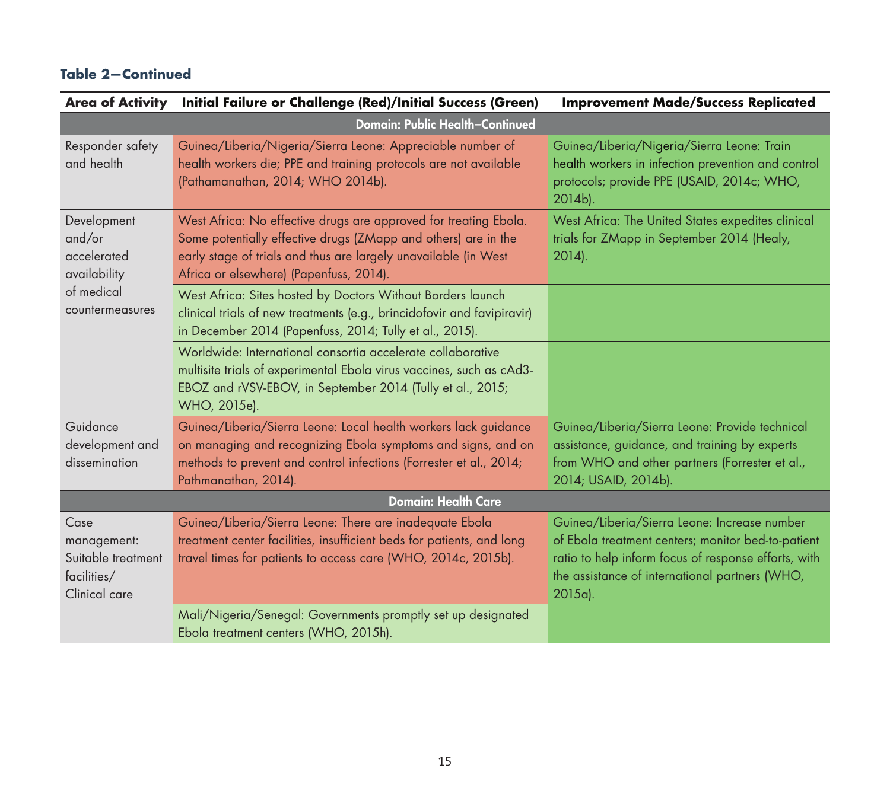**Table 2—Continued**

| Area of Activity | Initial Failure or Challenge (Red)/Initial Success (Green) | Improvement Made/Success Replicated |
|---|---|---|
| **Domain: Public Health–Continued** | | |
| Responder safety and health | Guinea/Liberia/Nigeria/Sierra Leone: Appreciable number of health workers die; PPE and training protocols are not available (Pathamanathan, 2014; WHO 2014b). | Guinea/Liberia/Nigeria/Sierra Leone: Train health workers in infection prevention and control protocols; provide PPE (USAID, 2014c; WHO, 2014b). |
| Development and/or accelerated availability of medical countermeasures | West Africa: No effective drugs are approved for treating Ebola. Some potentially effective drugs (ZMapp and others) are in the early stage of trials and thus are largely unavailable (in West Africa or elsewhere) (Papenfuss, 2014). | West Africa: The United States expedites clinical trials for ZMapp in September 2014 (Healy, 2014). |
| | West Africa: Sites hosted by Doctors Without Borders launch clinical trials of new treatments (e.g., brincidofovir and favipiravir) in December 2014 (Papenfuss, 2014; Tully et al., 2015). | |
| | Worldwide: International consortia accelerate collaborative multisite trials of experimental Ebola virus vaccines, such as cAd3-EBOZ and rVSV-EBOV, in September 2014 (Tully et al., 2015; WHO, 2015e). | |
| Guidance development and dissemination | Guinea/Liberia/Sierra Leone: Local health workers lack guidance on managing and recognizing Ebola symptoms and signs, and on methods to prevent and control infections (Forrester et al., 2014; Pathmanathan, 2014). | Guinea/Liberia/Sierra Leone: Provide technical assistance, guidance, and training by experts from WHO and other partners (Forrester et al., 2014; USAID, 2014b). |
| **Domain: Health Care** | | |
| Case management: Suitable treatment facilities/ Clinical care | Guinea/Liberia/Sierra Leone: There are inadequate Ebola treatment center facilities, insufficient beds for patients, and long travel times for patients to access care (WHO, 2014c, 2015b). | Guinea/Liberia/Sierra Leone: Increase number of Ebola treatment centers; monitor bed-to-patient ratio to help inform focus of response efforts, with the assistance of international partners (WHO, 2015a). |
| | Mali/Nigeria/Senegal: Governments promptly set up designated Ebola treatment centers (WHO, 2015h). | |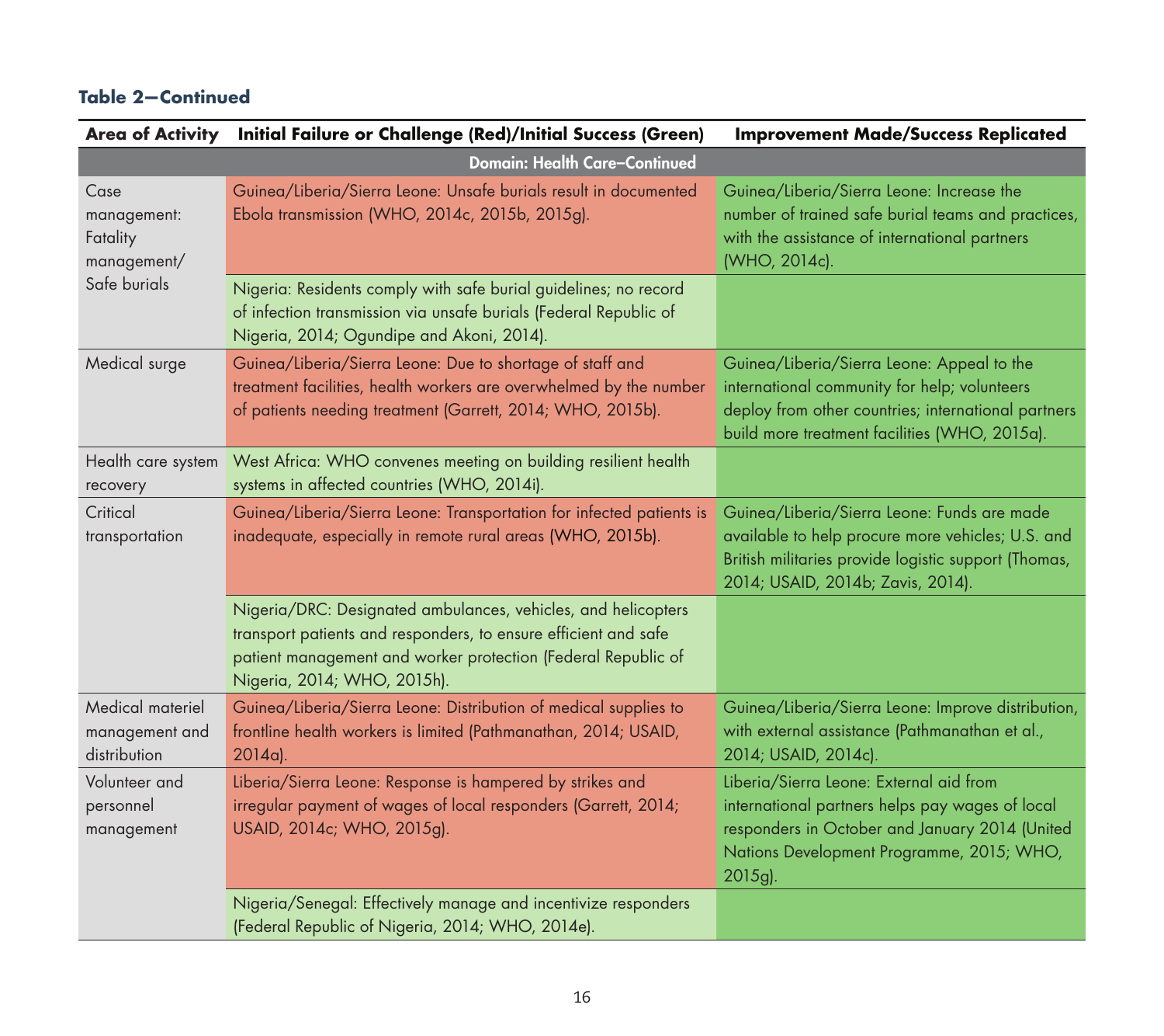**Table 2—Continued**

| Area of Activity | Initial Failure or Challenge (Red)/Initial Success (Green) | Improvement Made/Success Replicated |
|---|---|---|
| **Domain: Health Care–Continued** | | |
| Case management: Fatality management/ Safe burials | Guinea/Liberia/Sierra Leone: Unsafe burials result in documented Ebola transmission (WHO, 2014c, 2015b, 2015g). | Guinea/Liberia/Sierra Leone: Increase the number of trained safe burial teams and practices, with the assistance of international partners (WHO, 2014c). |
| | Nigeria: Residents comply with safe burial guidelines; no record of infection transmission via unsafe burials (Federal Republic of Nigeria, 2014; Ogundipe and Akoni, 2014). | |
| Medical surge | Guinea/Liberia/Sierra Leone: Due to shortage of staff and treatment facilities, health workers are overwhelmed by the number of patients needing treatment (Garrett, 2014; WHO, 2015b). | Guinea/Liberia/Sierra Leone: Appeal to the international community for help; volunteers deploy from other countries; international partners build more treatment facilities (WHO, 2015a). |
| Health care system recovery | West Africa: WHO convenes meeting on building resilient health systems in affected countries (WHO, 2014i). | |
| Critical transportation | Guinea/Liberia/Sierra Leone: Transportation for infected patients is inadequate, especially in remote rural areas (WHO, 2015b). | Guinea/Liberia/Sierra Leone: Funds are made available to help procure more vehicles; U.S. and British militaries provide logistic support (Thomas, 2014; USAID, 2014b; Zavis, 2014). |
| | Nigeria/DRC: Designated ambulances, vehicles, and helicopters transport patients and responders, to ensure efficient and safe patient management and worker protection (Federal Republic of Nigeria, 2014; WHO, 2015h). | |
| Medical materiel management and distribution | Guinea/Liberia/Sierra Leone: Distribution of medical supplies to frontline health workers is limited (Pathmanathan, 2014; USAID, 2014a). | Guinea/Liberia/Sierra Leone: Improve distribution, with external assistance (Pathmanathan et al., 2014; USAID, 2014c). |
| Volunteer and personnel management | Liberia/Sierra Leone: Response is hampered by strikes and irregular payment of wages of local responders (Garrett, 2014; USAID, 2014c; WHO, 2015g). | Liberia/Sierra Leone: External aid from international partners helps pay wages of local responders in October and January 2014 (United Nations Development Programme, 2015; WHO, 2015g). |
| | Nigeria/Senegal: Effectively manage and incentivize responders (Federal Republic of Nigeria, 2014; WHO, 2014e). | |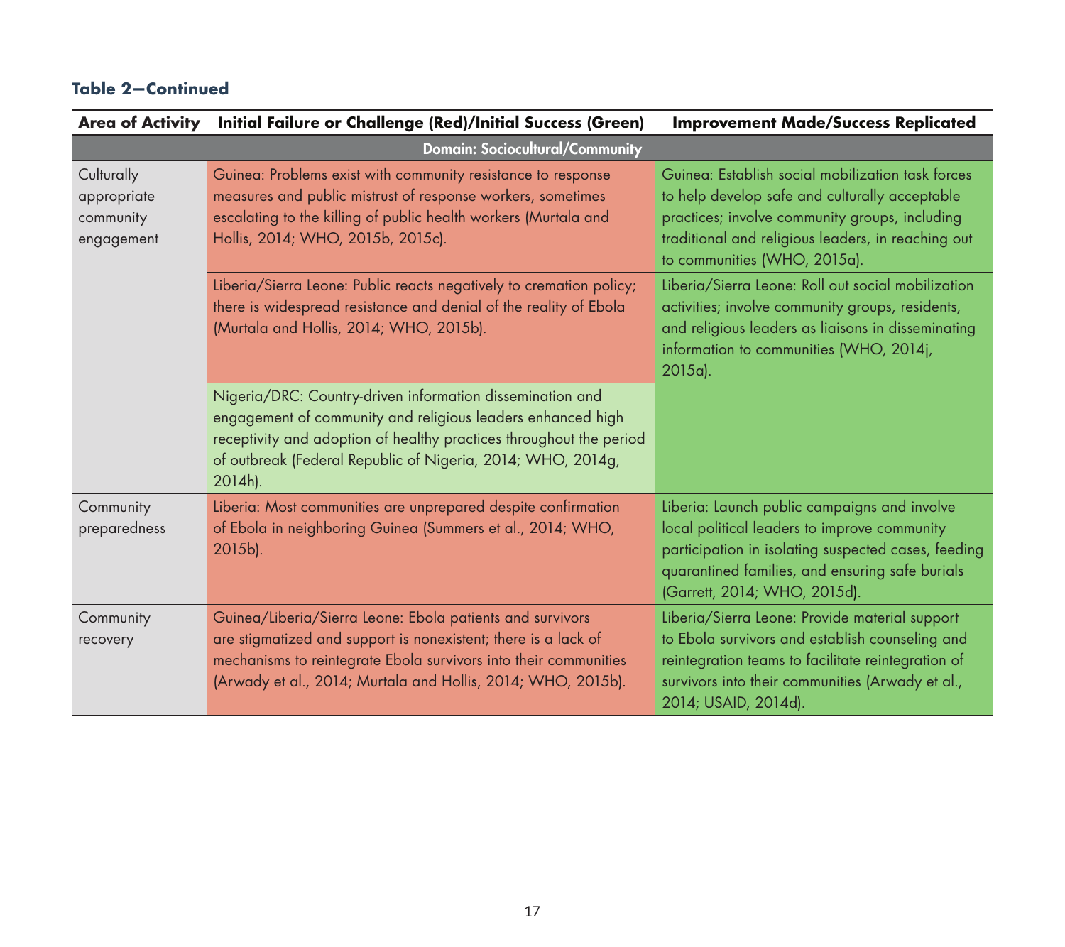**Table 2—Continued**

| Area of Activity | Initial Failure or Challenge (Red)/Initial Success (Green) | Improvement Made/Success Replicated |
|---|---|---|
| **Domain: Sociocultural/Community** | | |
| Culturally appropriate community engagement | Guinea: Problems exist with community resistance to response measures and public mistrust of response workers, sometimes escalating to the killing of public health workers (Murtala and Hollis, 2014; WHO, 2015b, 2015c). | Guinea: Establish social mobilization task forces to help develop safe and culturally acceptable practices; involve community groups, including traditional and religious leaders, in reaching out to communities (WHO, 2015a). |
| | Liberia/Sierra Leone: Public reacts negatively to cremation policy; there is widespread resistance and denial of the reality of Ebola (Murtala and Hollis, 2014; WHO, 2015b). | Liberia/Sierra Leone: Roll out social mobilization activities; involve community groups, residents, and religious leaders as liaisons in disseminating information to communities (WHO, 2014j, 2015a). |
| | Nigeria/DRC: Country-driven information dissemination and engagement of community and religious leaders enhanced high receptivity and adoption of healthy practices throughout the period of outbreak (Federal Republic of Nigeria, 2014; WHO, 2014g, 2014h). | |
| Community preparedness | Liberia: Most communities are unprepared despite confirmation of Ebola in neighboring Guinea (Summers et al., 2014; WHO, 2015b). | Liberia: Launch public campaigns and involve local political leaders to improve community participation in isolating suspected cases, feeding quarantined families, and ensuring safe burials (Garrett, 2014; WHO, 2015d). |
| Community recovery | Guinea/Liberia/Sierra Leone: Ebola patients and survivors are stigmatized and support is nonexistent; there is a lack of mechanisms to reintegrate Ebola survivors into their communities (Arwady et al., 2014; Murtala and Hollis, 2014; WHO, 2015b). | Liberia/Sierra Leone: Provide material support to Ebola survivors and establish counseling and reintegration teams to facilitate reintegration of survivors into their communities (Arwady et al., 2014; USAID, 2014d). |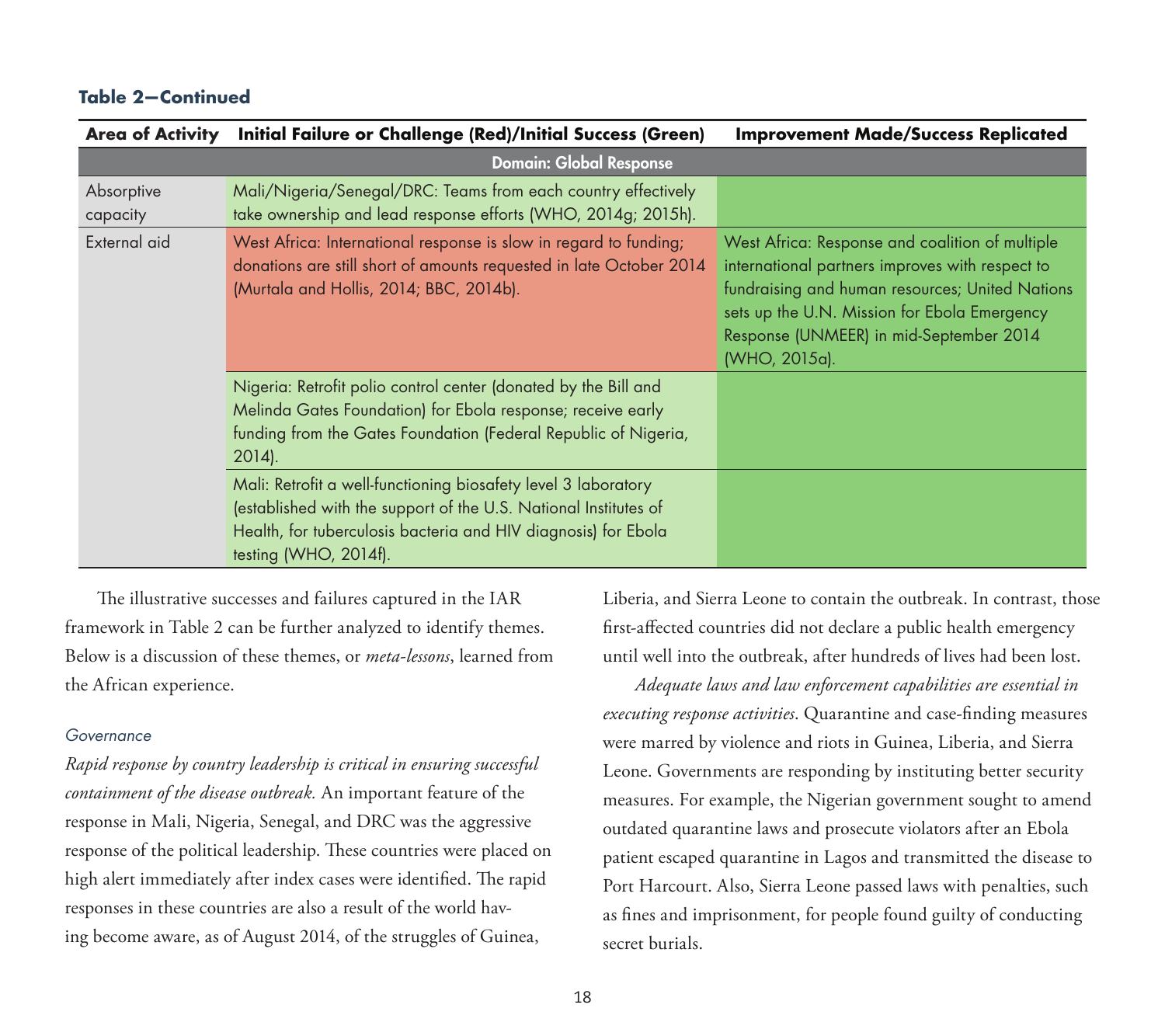**Table 2—Continued**

| Area of Activity | Initial Failure or Challenge (Red)/Initial Success (Green) | Improvement Made/Success Replicated |
|---|---|---|
| **Domain: Global Response** | | |
| Absorptive capacity | Mali/Nigeria/Senegal/DRC: Teams from each country effectively take ownership and lead response efforts (WHO, 2014g; 2015h). | |
| External aid | West Africa: International response is slow in regard to funding; donations are still short of amounts requested in late October 2014 (Murtala and Hollis, 2014; BBC, 2014b). | West Africa: Response and coalition of multiple international partners improves with respect to fundraising and human resources; United Nations sets up the U.N. Mission for Ebola Emergency Response (UNMEER) in mid-September 2014 (WHO, 2015a). |
| | Nigeria: Retrofit polio control center (donated by the Bill and Melinda Gates Foundation) for Ebola response; receive early funding from the Gates Foundation (Federal Republic of Nigeria, 2014). | |
| | Mali: Retrofit a well-functioning biosafety level 3 laboratory (established with the support of the U.S. National Institutes of Health, for tuberculosis bacteria and HIV diagnosis) for Ebola testing (WHO, 2014f). | |

The illustrative successes and failures captured in the IAR framework in Table 2 can be further analyzed to identify themes. Below is a discussion of these themes, or *meta-lessons*, learned from the African experience.

### *Governance*

*Rapid response by country leadership is critical in ensuring successful containment of the disease outbreak.* An important feature of the response in Mali, Nigeria, Senegal, and DRC was the aggressive response of the political leadership. These countries were placed on high alert immediately after index cases were identified. The rapid responses in these countries are also a result of the world having become aware, as of August 2014, of the struggles of Guinea, Liberia, and Sierra Leone to contain the outbreak. In contrast, those first-affected countries did not declare a public health emergency until well into the outbreak, after hundreds of lives had been lost.

*Adequate laws and law enforcement capabilities are essential in executing response activities*. Quarantine and case-finding measures were marred by violence and riots in Guinea, Liberia, and Sierra Leone. Governments are responding by instituting better security measures. For example, the Nigerian government sought to amend outdated quarantine laws and prosecute violators after an Ebola patient escaped quarantine in Lagos and transmitted the disease to Port Harcourt. Also, Sierra Leone passed laws with penalties, such as fines and imprisonment, for people found guilty of conducting secret burials.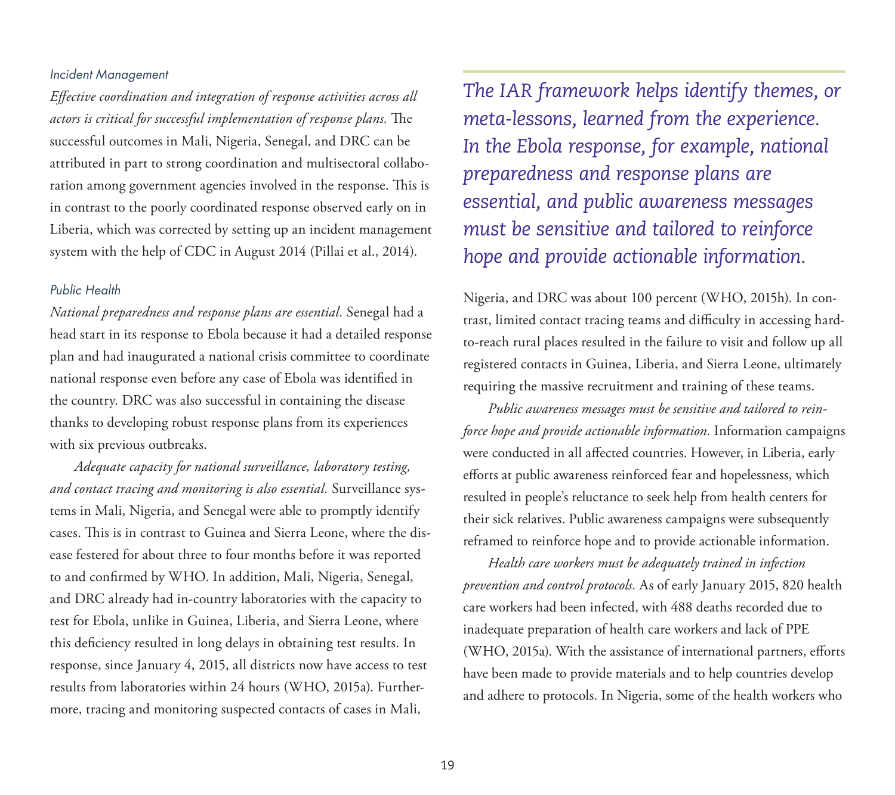### *Incident Management*

*Effective coordination and integration of response activities across all actors is critical for successful implementation of response plans.* The successful outcomes in Mali, Nigeria, Senegal, and DRC can be attributed in part to strong coordination and multisectoral collaboration among government agencies involved in the response. This is in contrast to the poorly coordinated response observed early on in Liberia, which was corrected by setting up an incident management system with the help of CDC in August 2014 (Pillai et al., 2014).

### *Public Health*

*National preparedness and response plans are essential.* Senegal had a head start in its response to Ebola because it had a detailed response plan and had inaugurated a national crisis committee to coordinate national response even before any case of Ebola was identified in the country. DRC was also successful in containing the disease thanks to developing robust response plans from its experiences with six previous outbreaks.

*Adequate capacity for national surveillance, laboratory testing, and contact tracing and monitoring is also essential.* Surveillance systems in Mali, Nigeria, and Senegal were able to promptly identify cases. This is in contrast to Guinea and Sierra Leone, where the disease festered for about three to four months before it was reported to and confirmed by WHO. In addition, Mali, Nigeria, Senegal, and DRC already had in-country laboratories with the capacity to test for Ebola, unlike in Guinea, Liberia, and Sierra Leone, where this deficiency resulted in long delays in obtaining test results. In response, since January 4, 2015, all districts now have access to test results from laboratories within 24 hours (WHO, 2015a). Furthermore, tracing and monitoring suspected contacts of cases in Mali, Nigeria, and DRC was about 100 percent (WHO, 2015h). In contrast, limited contact tracing teams and difficulty in accessing hard-to-reach rural places resulted in the failure to visit and follow up all registered contacts in Guinea, Liberia, and Sierra Leone, ultimately requiring the massive recruitment and training of these teams.

> *The IAR framework helps identify themes, or meta-lessons, learned from the experience. In the Ebola response, for example, national preparedness and response plans are essential, and public awareness messages must be sensitive and tailored to reinforce hope and provide actionable information.*

*Public awareness messages must be sensitive and tailored to reinforce hope and provide actionable information.* Information campaigns were conducted in all affected countries. However, in Liberia, early efforts at public awareness reinforced fear and hopelessness, which resulted in people's reluctance to seek help from health centers for their sick relatives. Public awareness campaigns were subsequently reframed to reinforce hope and to provide actionable information.

*Health care workers must be adequately trained in infection prevention and control protocols.* As of early January 2015, 820 health care workers had been infected, with 488 deaths recorded due to inadequate preparation of health care workers and lack of PPE (WHO, 2015a). With the assistance of international partners, efforts have been made to provide materials and to help countries develop and adhere to protocols. In Nigeria, some of the health workers who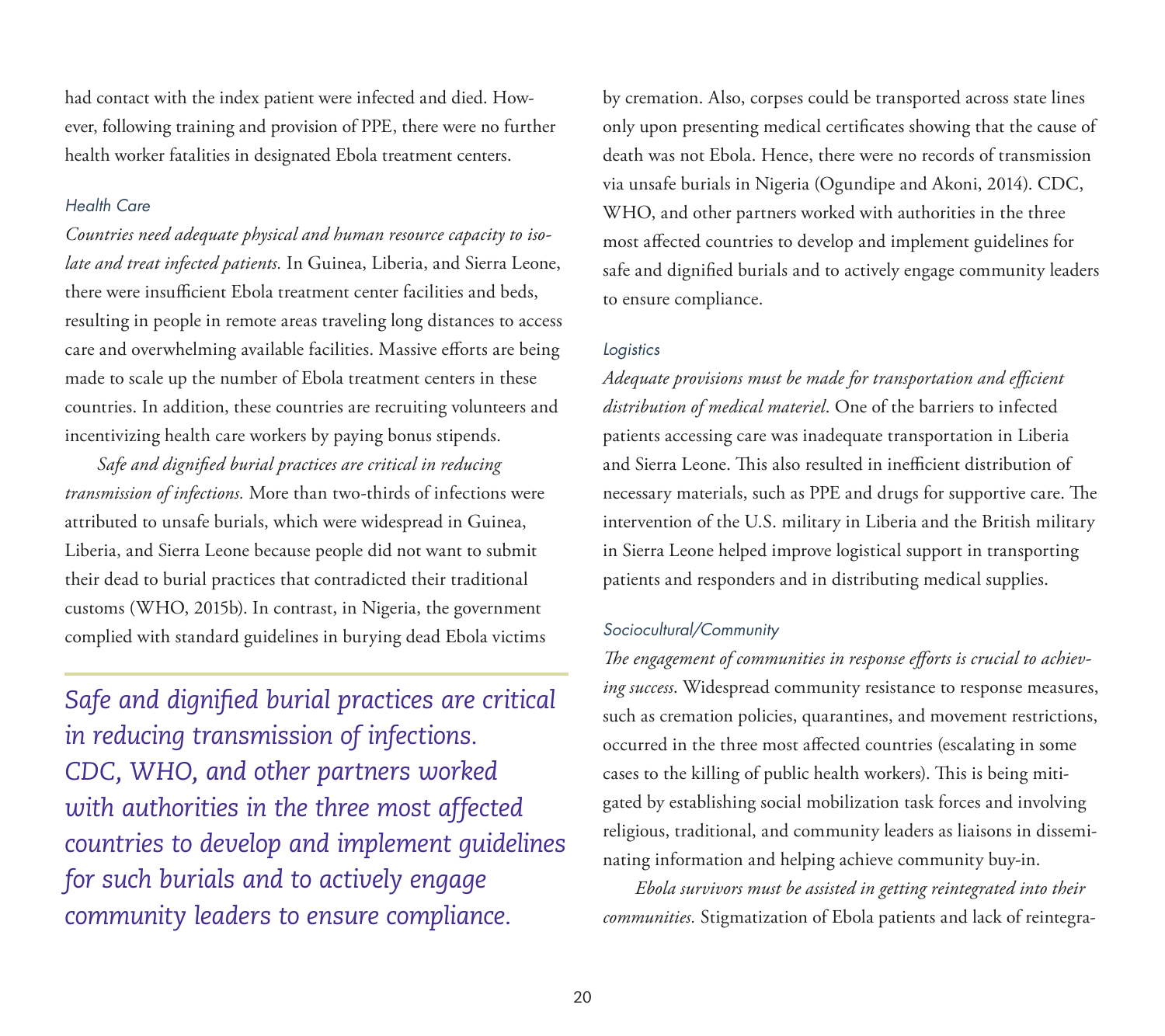had contact with the index patient were infected and died. However, following training and provision of PPE, there were no further health worker fatalities in designated Ebola treatment centers.

### Health Care

*Countries need adequate physical and human resource capacity to isolate and treat infected patients.* In Guinea, Liberia, and Sierra Leone, there were insufficient Ebola treatment center facilities and beds, resulting in people in remote areas traveling long distances to access care and overwhelming available facilities. Massive efforts are being made to scale up the number of Ebola treatment centers in these countries. In addition, these countries are recruiting volunteers and incentivizing health care workers by paying bonus stipends.

*Safe and dignified burial practices are critical in reducing transmission of infections.* More than two-thirds of infections were attributed to unsafe burials, which were widespread in Guinea, Liberia, and Sierra Leone because people did not want to submit their dead to burial practices that contradicted their traditional customs (WHO, 2015b). In contrast, in Nigeria, the government complied with standard guidelines in burying dead Ebola victims by cremation. Also, corpses could be transported across state lines only upon presenting medical certificates showing that the cause of death was not Ebola. Hence, there were no records of transmission via unsafe burials in Nigeria (Ogundipe and Akoni, 2014). CDC, WHO, and other partners worked with authorities in the three most affected countries to develop and implement guidelines for safe and dignified burials and to actively engage community leaders to ensure compliance.

> *Safe and dignified burial practices are critical in reducing transmission of infections. CDC, WHO, and other partners worked with authorities in the three most affected countries to develop and implement guidelines for such burials and to actively engage community leaders to ensure compliance.*

### Logistics

*Adequate provisions must be made for transportation and efficient distribution of medical materiel*. One of the barriers to infected patients accessing care was inadequate transportation in Liberia and Sierra Leone. This also resulted in inefficient distribution of necessary materials, such as PPE and drugs for supportive care. The intervention of the U.S. military in Liberia and the British military in Sierra Leone helped improve logistical support in transporting patients and responders and in distributing medical supplies.

### Sociocultural/Community

*The engagement of communities in response efforts is crucial to achieving success*. Widespread community resistance to response measures, such as cremation policies, quarantines, and movement restrictions, occurred in the three most affected countries (escalating in some cases to the killing of public health workers). This is being mitigated by establishing social mobilization task forces and involving religious, traditional, and community leaders as liaisons in disseminating information and helping achieve community buy-in.

*Ebola survivors must be assisted in getting reintegrated into their communities.* Stigmatization of Ebola patients and lack of reintegra-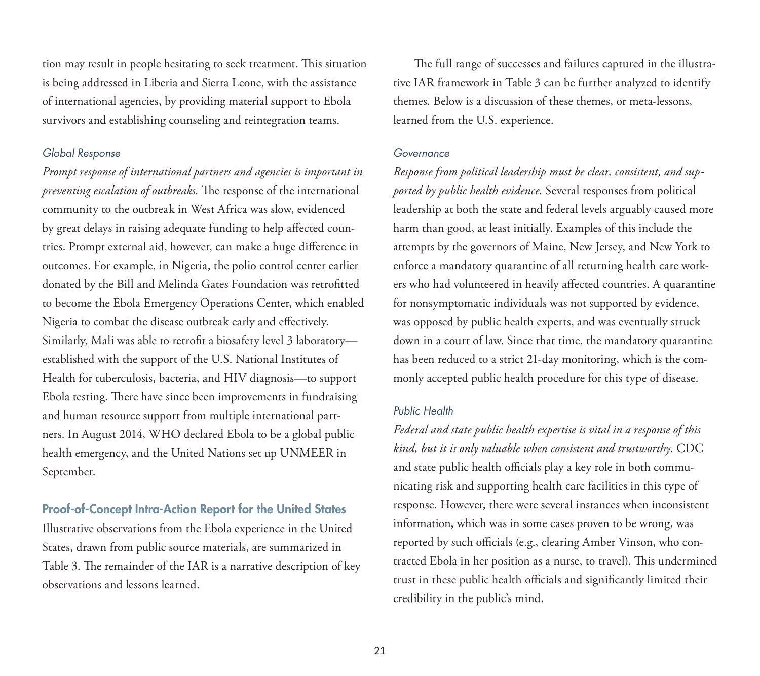tion may result in people hesitating to seek treatment. This situation is being addressed in Liberia and Sierra Leone, with the assistance of international agencies, by providing material support to Ebola survivors and establishing counseling and reintegration teams.

#### *Global Response*

*Prompt response of international partners and agencies is important in preventing escalation of outbreaks.* The response of the international community to the outbreak in West Africa was slow, evidenced by great delays in raising adequate funding to help affected countries. Prompt external aid, however, can make a huge difference in outcomes. For example, in Nigeria, the polio control center earlier donated by the Bill and Melinda Gates Foundation was retrofitted to become the Ebola Emergency Operations Center, which enabled Nigeria to combat the disease outbreak early and effectively. Similarly, Mali was able to retrofit a biosafety level 3 laboratory—established with the support of the U.S. National Institutes of Health for tuberculosis, bacteria, and HIV diagnosis—to support Ebola testing. There have since been improvements in fundraising and human resource support from multiple international partners. In August 2014, WHO declared Ebola to be a global public health emergency, and the United Nations set up UNMEER in September.

### Proof-of-Concept Intra-Action Report for the United States

Illustrative observations from the Ebola experience in the United States, drawn from public source materials, are summarized in Table 3. The remainder of the IAR is a narrative description of key observations and lessons learned.

The full range of successes and failures captured in the illustrative IAR framework in Table 3 can be further analyzed to identify themes. Below is a discussion of these themes, or meta-lessons, learned from the U.S. experience.

#### *Governance*

*Response from political leadership must be clear, consistent, and supported by public health evidence.* Several responses from political leadership at both the state and federal levels arguably caused more harm than good, at least initially. Examples of this include the attempts by the governors of Maine, New Jersey, and New York to enforce a mandatory quarantine of all returning health care workers who had volunteered in heavily affected countries. A quarantine for nonsymptomatic individuals was not supported by evidence, was opposed by public health experts, and was eventually struck down in a court of law. Since that time, the mandatory quarantine has been reduced to a strict 21-day monitoring, which is the commonly accepted public health procedure for this type of disease.

#### *Public Health*

*Federal and state public health expertise is vital in a response of this kind, but it is only valuable when consistent and trustworthy.* CDC and state public health officials play a key role in both communicating risk and supporting health care facilities in this type of response. However, there were several instances when inconsistent information, which was in some cases proven to be wrong, was reported by such officials (e.g., clearing Amber Vinson, who contracted Ebola in her position as a nurse, to travel). This undermined trust in these public health officials and significantly limited their credibility in the public's mind.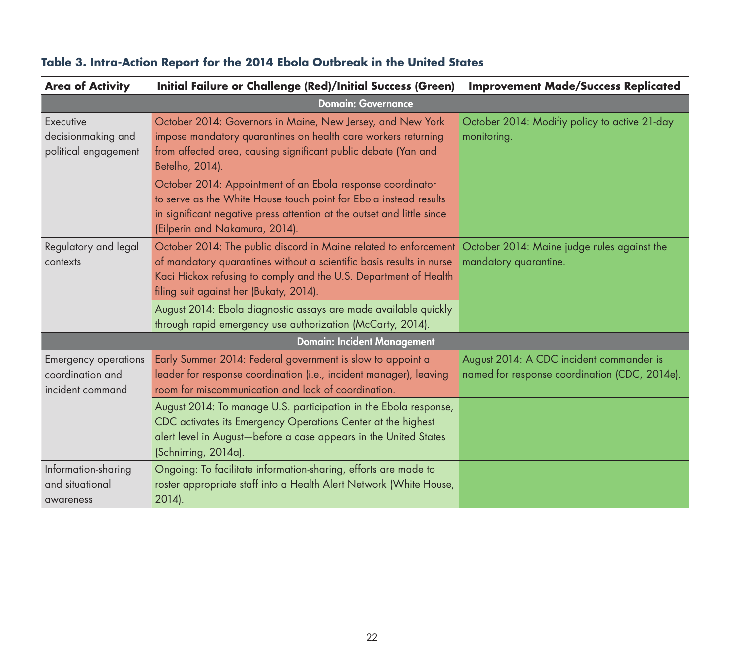**Table 3. Intra-Action Report for the 2014 Ebola Outbreak in the United States**

| Area of Activity | Initial Failure or Challenge (Red)/Initial Success (Green) | Improvement Made/Success Replicated |
|---|---|---|
| **Domain: Governance** | | |
| Executive decisionmaking and political engagement | October 2014: Governors in Maine, New Jersey, and New York impose mandatory quarantines on health care workers returning from affected area, causing significant public debate (Yan and Betelho, 2014). | October 2014: Modifiy policy to active 21-day monitoring. |
| | October 2014: Appointment of an Ebola response coordinator to serve as the White House touch point for Ebola instead results in significant negative press attention at the outset and little since (Eilperin and Nakamura, 2014). | |
| Regulatory and legal contexts | October 2014: The public discord in Maine related to enforcement of mandatory quarantines without a scientific basis results in nurse Kaci Hickox refusing to comply and the U.S. Department of Health filing suit against her (Bukaty, 2014). | October 2014: Maine judge rules against the mandatory quarantine. |
| | August 2014: Ebola diagnostic assays are made available quickly through rapid emergency use authorization (McCarty, 2014). | |
| **Domain: Incident Management** | | |
| Emergency operations coordination and incident command | Early Summer 2014: Federal government is slow to appoint a leader for response coordination (i.e., incident manager), leaving room for miscommunication and lack of coordination. | August 2014: A CDC incident commander is named for response coordination (CDC, 2014e). |
| | August 2014: To manage U.S. participation in the Ebola response, CDC activates its Emergency Operations Center at the highest alert level in August—before a case appears in the United States (Schnirring, 2014a). | |
| Information-sharing and situational awareness | Ongoing: To facilitate information-sharing, efforts are made to roster appropriate staff into a Health Alert Network (White House, 2014). | |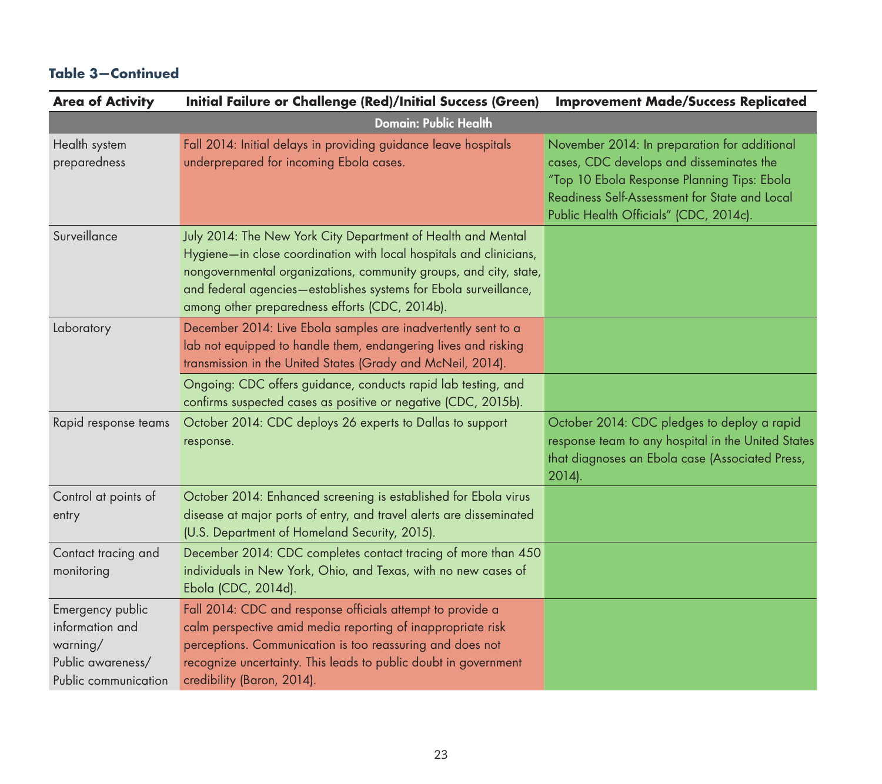**Table 3—Continued**

| Area of Activity | Initial Failure or Challenge (Red)/Initial Success (Green) | Improvement Made/Success Replicated |
|---|---|---|
| **Domain: Public Health** | | |
| Health system preparedness | Fall 2014: Initial delays in providing guidance leave hospitals underprepared for incoming Ebola cases. | November 2014: In preparation for additional cases, CDC develops and disseminates the "Top 10 Ebola Response Planning Tips: Ebola Readiness Self-Assessment for State and Local Public Health Officials" (CDC, 2014c). |
| Surveillance | July 2014: The New York City Department of Health and Mental Hygiene—in close coordination with local hospitals and clinicians, nongovernmental organizations, community groups, and city, state, and federal agencies—establishes systems for Ebola surveillance, among other preparedness efforts (CDC, 2014b). | |
| Laboratory | December 2014: Live Ebola samples are inadvertently sent to a lab not equipped to handle them, endangering lives and risking transmission in the United States (Grady and McNeil, 2014). | |
| | Ongoing: CDC offers guidance, conducts rapid lab testing, and confirms suspected cases as positive or negative (CDC, 2015b). | |
| Rapid response teams | October 2014: CDC deploys 26 experts to Dallas to support response. | October 2014: CDC pledges to deploy a rapid response team to any hospital in the United States that diagnoses an Ebola case (Associated Press, 2014). |
| Control at points of entry | October 2014: Enhanced screening is established for Ebola virus disease at major ports of entry, and travel alerts are disseminated (U.S. Department of Homeland Security, 2015). | |
| Contact tracing and monitoring | December 2014: CDC completes contact tracing of more than 450 individuals in New York, Ohio, and Texas, with no new cases of Ebola (CDC, 2014d). | |
| Emergency public information and warning/ Public awareness/ Public communication | Fall 2014: CDC and response officials attempt to provide a calm perspective amid media reporting of inappropriate risk perceptions. Communication is too reassuring and does not recognize uncertainty. This leads to public doubt in government credibility (Baron, 2014). | |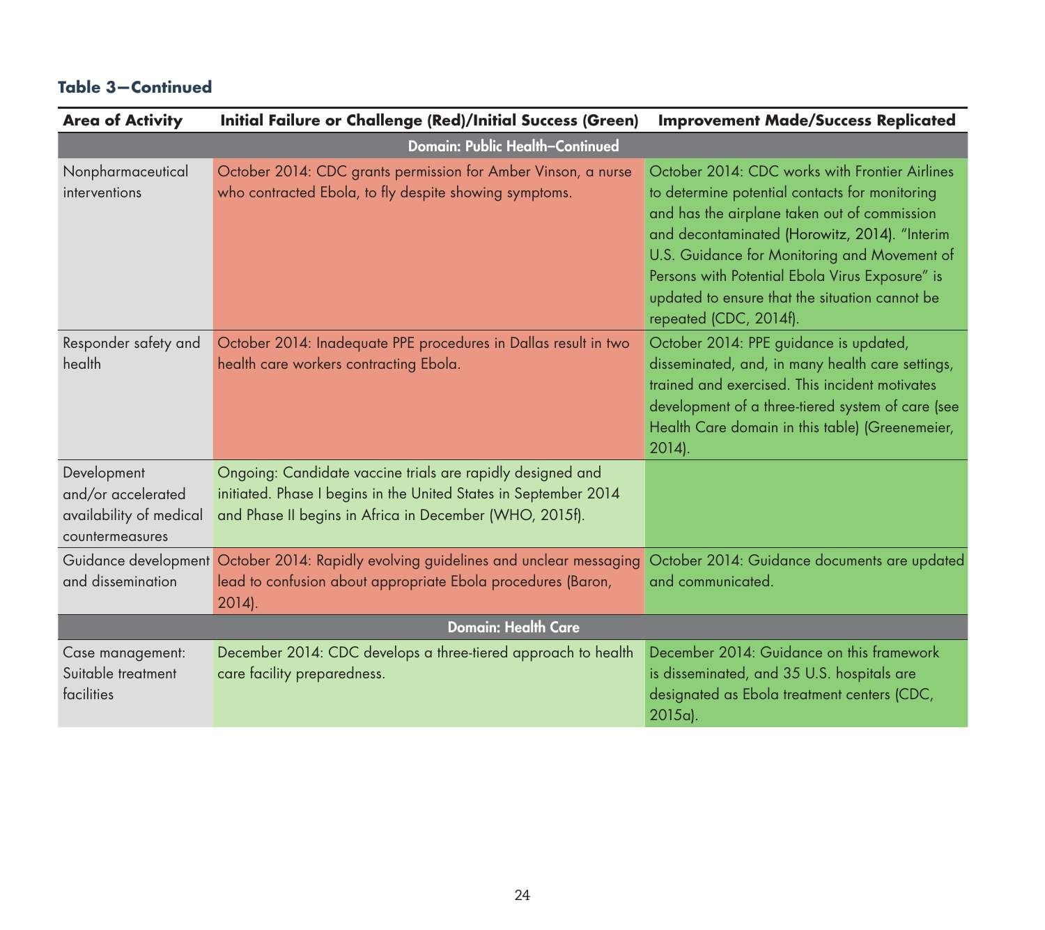**Table 3—Continued**

| Area of Activity | Initial Failure or Challenge (Red)/Initial Success (Green) | Improvement Made/Success Replicated |
|---|---|---|
| **Domain: Public Health–Continued** | | |
| Nonpharmaceutical interventions | October 2014: CDC grants permission for Amber Vinson, a nurse who contracted Ebola, to fly despite showing symptoms. | October 2014: CDC works with Frontier Airlines to determine potential contacts for monitoring and has the airplane taken out of commission and decontaminated (Horowitz, 2014). "Interim U.S. Guidance for Monitoring and Movement of Persons with Potential Ebola Virus Exposure" is updated to ensure that the situation cannot be repeated (CDC, 2014f). |
| Responder safety and health | October 2014: Inadequate PPE procedures in Dallas result in two health care workers contracting Ebola. | October 2014: PPE guidance is updated, disseminated, and, in many health care settings, trained and exercised. This incident motivates development of a three-tiered system of care (see Health Care domain in this table) (Greenemeier, 2014). |
| Development and/or accelerated availability of medical countermeasures | Ongoing: Candidate vaccine trials are rapidly designed and initiated. Phase I begins in the United States in September 2014 and Phase II begins in Africa in December (WHO, 2015f). | |
| Guidance development and dissemination | October 2014: Rapidly evolving guidelines and unclear messaging lead to confusion about appropriate Ebola procedures (Baron, 2014). | October 2014: Guidance documents are updated and communicated. |
| **Domain: Health Care** | | |
| Case management: Suitable treatment facilities | December 2014: CDC develops a three-tiered approach to health care facility preparedness. | December 2014: Guidance on this framework is disseminated, and 35 U.S. hospitals are designated as Ebola treatment centers (CDC, 2015a). |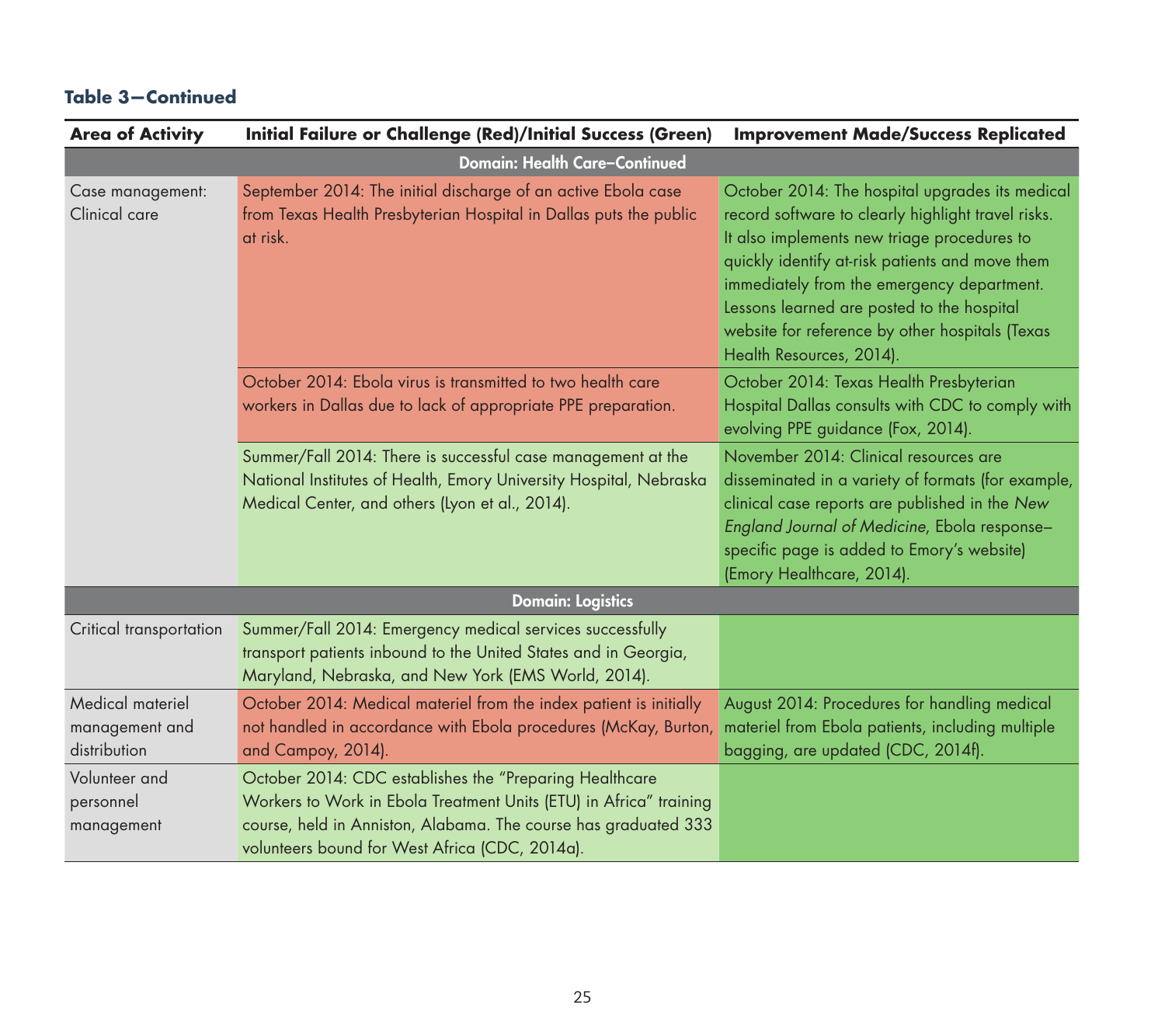**Table 3—Continued**

| Area of Activity | Initial Failure or Challenge (Red)/Initial Success (Green) | Improvement Made/Success Replicated |
|---|---|---|
| **Domain: Health Care–Continued** | | |
| Case management: Clinical care | September 2014: The initial discharge of an active Ebola case from Texas Health Presbyterian Hospital in Dallas puts the public at risk. | October 2014: The hospital upgrades its medical record software to clearly highlight travel risks. It also implements new triage procedures to quickly identify at-risk patients and move them immediately from the emergency department. Lessons learned are posted to the hospital website for reference by other hospitals (Texas Health Resources, 2014). |
| | October 2014: Ebola virus is transmitted to two health care workers in Dallas due to lack of appropriate PPE preparation. | October 2014: Texas Health Presbyterian Hospital Dallas consults with CDC to comply with evolving PPE guidance (Fox, 2014). |
| | Summer/Fall 2014: There is successful case management at the National Institutes of Health, Emory University Hospital, Nebraska Medical Center, and others (Lyon et al., 2014). | November 2014: Clinical resources are disseminated in a variety of formats (for example, clinical case reports are published in the *New England Journal of Medicine*, Ebola response–specific page is added to Emory's website) (Emory Healthcare, 2014). |
| **Domain: Logistics** | | |
| Critical transportation | Summer/Fall 2014: Emergency medical services successfully transport patients inbound to the United States and in Georgia, Maryland, Nebraska, and New York (EMS World, 2014). | |
| Medical materiel management and distribution | October 2014: Medical materiel from the index patient is initially not handled in accordance with Ebola procedures (McKay, Burton, and Campoy, 2014). | August 2014: Procedures for handling medical materiel from Ebola patients, including multiple bagging, are updated (CDC, 2014f). |
| Volunteer and personnel management | October 2014: CDC establishes the "Preparing Healthcare Workers to Work in Ebola Treatment Units (ETU) in Africa" training course, held in Anniston, Alabama. The course has graduated 333 volunteers bound for West Africa (CDC, 2014a). | |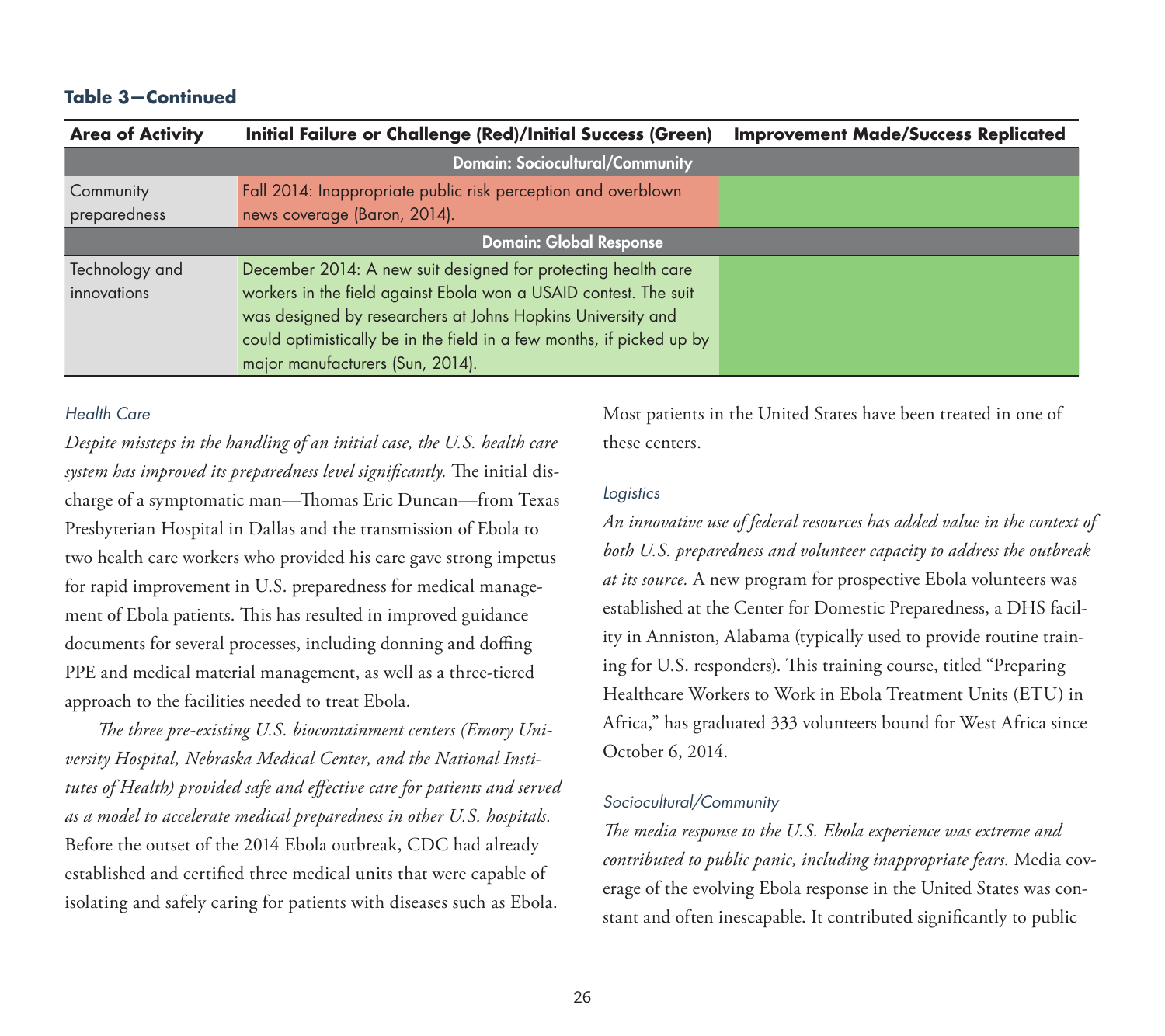**Table 3—Continued**

| Area of Activity | Initial Failure or Challenge (Red)/Initial Success (Green) | Improvement Made/Success Replicated |
|---|---|---|
| **Domain: Sociocultural/Community** | | |
| Community preparedness | Fall 2014: Inappropriate public risk perception and overblown news coverage (Baron, 2014). | |
| **Domain: Global Response** | | |
| Technology and innovations | December 2014: A new suit designed for protecting health care workers in the field against Ebola won a USAID contest. The suit was designed by researchers at Johns Hopkins University and could optimistically be in the field in a few months, if picked up by major manufacturers (Sun, 2014). | |

### *Health Care*

*Despite missteps in the handling of an initial case, the U.S. health care system has improved its preparedness level significantly.* The initial discharge of a symptomatic man—Thomas Eric Duncan—from Texas Presbyterian Hospital in Dallas and the transmission of Ebola to two health care workers who provided his care gave strong impetus for rapid improvement in U.S. preparedness for medical management of Ebola patients. This has resulted in improved guidance documents for several processes, including donning and doffing PPE and medical material management, as well as a three-tiered approach to the facilities needed to treat Ebola.

*The three pre-existing U.S. biocontainment centers (Emory University Hospital, Nebraska Medical Center, and the National Institutes of Health) provided safe and effective care for patients and served as a model to accelerate medical preparedness in other U.S. hospitals.* Before the outset of the 2014 Ebola outbreak, CDC had already established and certified three medical units that were capable of isolating and safely caring for patients with diseases such as Ebola. Most patients in the United States have been treated in one of these centers.

### *Logistics*

*An innovative use of federal resources has added value in the context of both U.S. preparedness and volunteer capacity to address the outbreak at its source.* A new program for prospective Ebola volunteers was established at the Center for Domestic Preparedness, a DHS facility in Anniston, Alabama (typically used to provide routine training for U.S. responders). This training course, titled "Preparing Healthcare Workers to Work in Ebola Treatment Units (ETU) in Africa," has graduated 333 volunteers bound for West Africa since October 6, 2014.

### *Sociocultural/Community*

*The media response to the U.S. Ebola experience was extreme and contributed to public panic, including inappropriate fears.* Media coverage of the evolving Ebola response in the United States was constant and often inescapable. It contributed significantly to public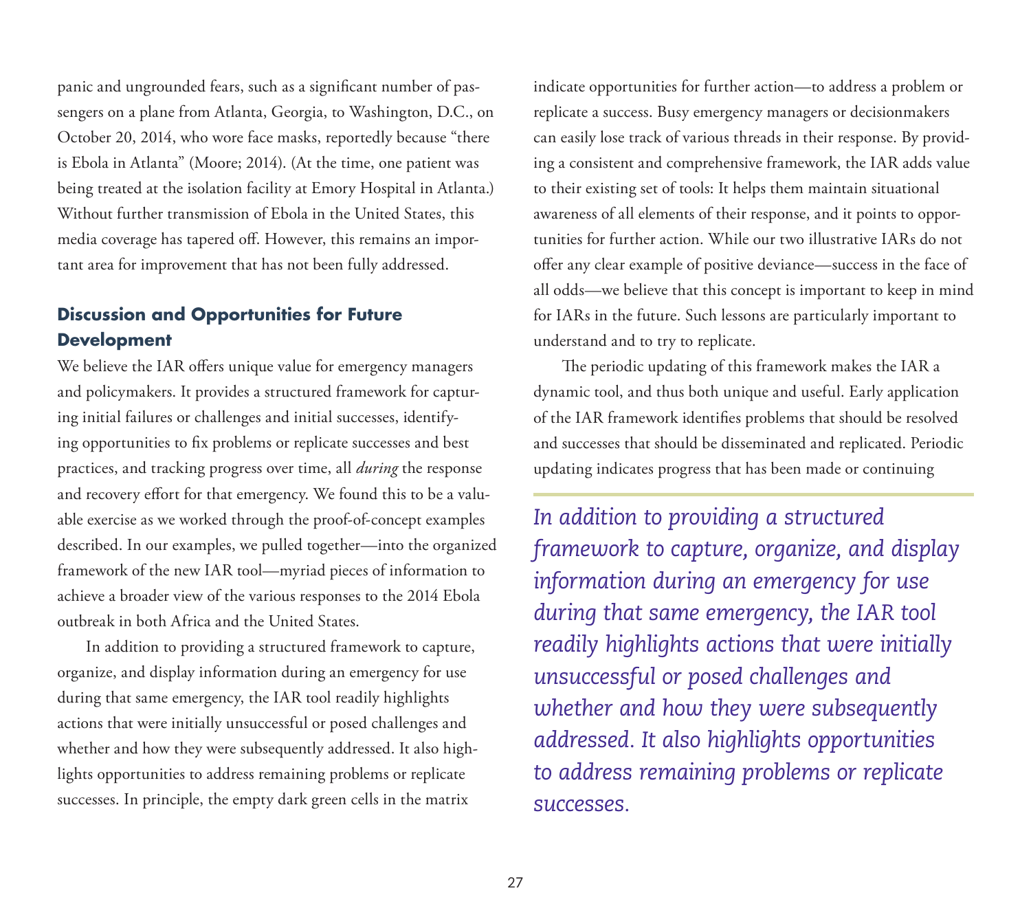panic and ungrounded fears, such as a significant number of passengers on a plane from Atlanta, Georgia, to Washington, D.C., on October 20, 2014, who wore face masks, reportedly because "there is Ebola in Atlanta" (Moore; 2014). (At the time, one patient was being treated at the isolation facility at Emory Hospital in Atlanta.) Without further transmission of Ebola in the United States, this media coverage has tapered off. However, this remains an important area for improvement that has not been fully addressed.

## Discussion and Opportunities for Future Development

We believe the IAR offers unique value for emergency managers and policymakers. It provides a structured framework for capturing initial failures or challenges and initial successes, identifying opportunities to fix problems or replicate successes and best practices, and tracking progress over time, all *during* the response and recovery effort for that emergency. We found this to be a valuable exercise as we worked through the proof-of-concept examples described. In our examples, we pulled together—into the organized framework of the new IAR tool—myriad pieces of information to achieve a broader view of the various responses to the 2014 Ebola outbreak in both Africa and the United States.

In addition to providing a structured framework to capture, organize, and display information during an emergency for use during that same emergency, the IAR tool readily highlights actions that were initially unsuccessful or posed challenges and whether and how they were subsequently addressed. It also highlights opportunities to address remaining problems or replicate successes. In principle, the empty dark green cells in the matrix indicate opportunities for further action—to address a problem or replicate a success. Busy emergency managers or decisionmakers can easily lose track of various threads in their response. By providing a consistent and comprehensive framework, the IAR adds value to their existing set of tools: It helps them maintain situational awareness of all elements of their response, and it points to opportunities for further action. While our two illustrative IARs do not offer any clear example of positive deviance—success in the face of all odds—we believe that this concept is important to keep in mind for IARs in the future. Such lessons are particularly important to understand and to try to replicate.

The periodic updating of this framework makes the IAR a dynamic tool, and thus both unique and useful. Early application of the IAR framework identifies problems that should be resolved and successes that should be disseminated and replicated. Periodic updating indicates progress that has been made or continuing

*In addition to providing a structured framework to capture, organize, and display information during an emergency for use during that same emergency, the IAR tool readily highlights actions that were initially unsuccessful or posed challenges and whether and how they were subsequently addressed. It also highlights opportunities to address remaining problems or replicate successes.*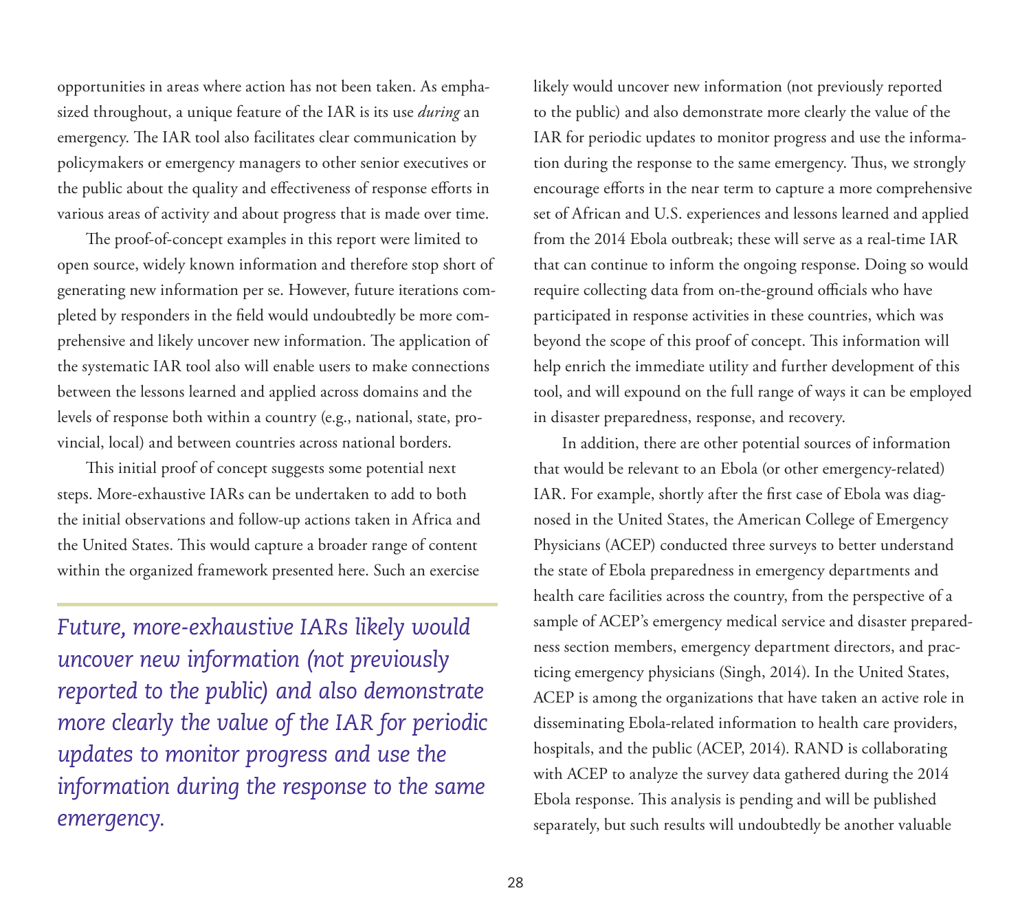opportunities in areas where action has not been taken. As emphasized throughout, a unique feature of the IAR is its use *during* an emergency. The IAR tool also facilitates clear communication by policymakers or emergency managers to other senior executives or the public about the quality and effectiveness of response efforts in various areas of activity and about progress that is made over time.

The proof-of-concept examples in this report were limited to open source, widely known information and therefore stop short of generating new information per se. However, future iterations completed by responders in the field would undoubtedly be more comprehensive and likely uncover new information. The application of the systematic IAR tool also will enable users to make connections between the lessons learned and applied across domains and the levels of response both within a country (e.g., national, state, provincial, local) and between countries across national borders.

This initial proof of concept suggests some potential next steps. More-exhaustive IARs can be undertaken to add to both the initial observations and follow-up actions taken in Africa and the United States. This would capture a broader range of content within the organized framework presented here. Such an exercise likely would uncover new information (not previously reported to the public) and also demonstrate more clearly the value of the IAR for periodic updates to monitor progress and use the information during the response to the same emergency. Thus, we strongly encourage efforts in the near term to capture a more comprehensive set of African and U.S. experiences and lessons learned and applied from the 2014 Ebola outbreak; these will serve as a real-time IAR that can continue to inform the ongoing response. Doing so would require collecting data from on-the-ground officials who have participated in response activities in these countries, which was beyond the scope of this proof of concept. This information will help enrich the immediate utility and further development of this tool, and will expound on the full range of ways it can be employed in disaster preparedness, response, and recovery.

> *Future, more-exhaustive IARs likely would uncover new information (not previously reported to the public) and also demonstrate more clearly the value of the IAR for periodic updates to monitor progress and use the information during the response to the same emergency.*

In addition, there are other potential sources of information that would be relevant to an Ebola (or other emergency-related) IAR. For example, shortly after the first case of Ebola was diagnosed in the United States, the American College of Emergency Physicians (ACEP) conducted three surveys to better understand the state of Ebola preparedness in emergency departments and health care facilities across the country, from the perspective of a sample of ACEP's emergency medical service and disaster preparedness section members, emergency department directors, and practicing emergency physicians (Singh, 2014). In the United States, ACEP is among the organizations that have taken an active role in disseminating Ebola-related information to health care providers, hospitals, and the public (ACEP, 2014). RAND is collaborating with ACEP to analyze the survey data gathered during the 2014 Ebola response. This analysis is pending and will be published separately, but such results will undoubtedly be another valuable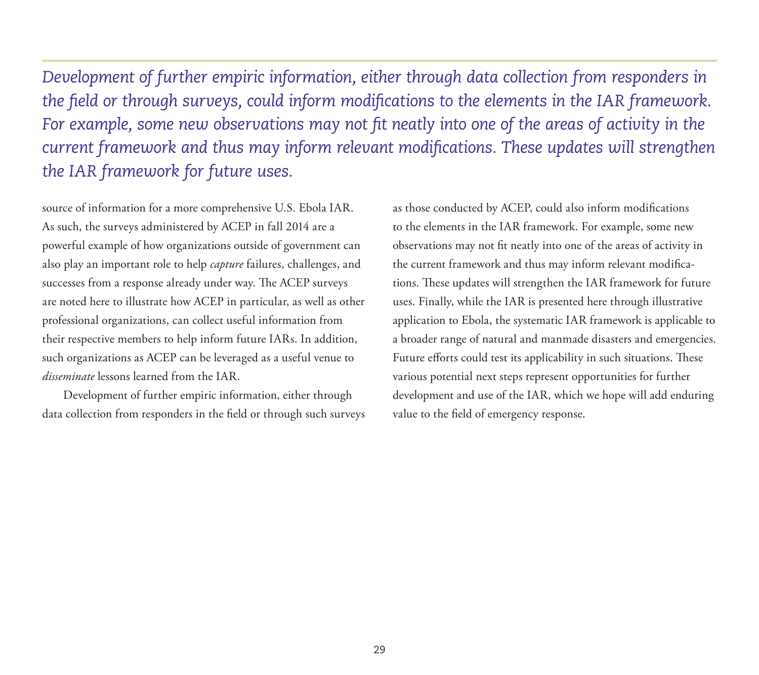*Development of further empiric information, either through data collection from responders in the field or through surveys, could inform modifications to the elements in the IAR framework. For example, some new observations may not fit neatly into one of the areas of activity in the current framework and thus may inform relevant modifications. These updates will strengthen the IAR framework for future uses.*

source of information for a more comprehensive U.S. Ebola IAR. As such, the surveys administered by ACEP in fall 2014 are a powerful example of how organizations outside of government can also play an important role to help *capture* failures, challenges, and successes from a response already under way. The ACEP surveys are noted here to illustrate how ACEP in particular, as well as other professional organizations, can collect useful information from their respective members to help inform future IARs. In addition, such organizations as ACEP can be leveraged as a useful venue to *disseminate* lessons learned from the IAR.

Development of further empiric information, either through data collection from responders in the field or through such surveys as those conducted by ACEP, could also inform modifications to the elements in the IAR framework. For example, some new observations may not fit neatly into one of the areas of activity in the current framework and thus may inform relevant modifications. These updates will strengthen the IAR framework for future uses. Finally, while the IAR is presented here through illustrative application to Ebola, the systematic IAR framework is applicable to a broader range of natural and manmade disasters and emergencies. Future efforts could test its applicability in such situations. These various potential next steps represent opportunities for further development and use of the IAR, which we hope will add enduring value to the field of emergency response.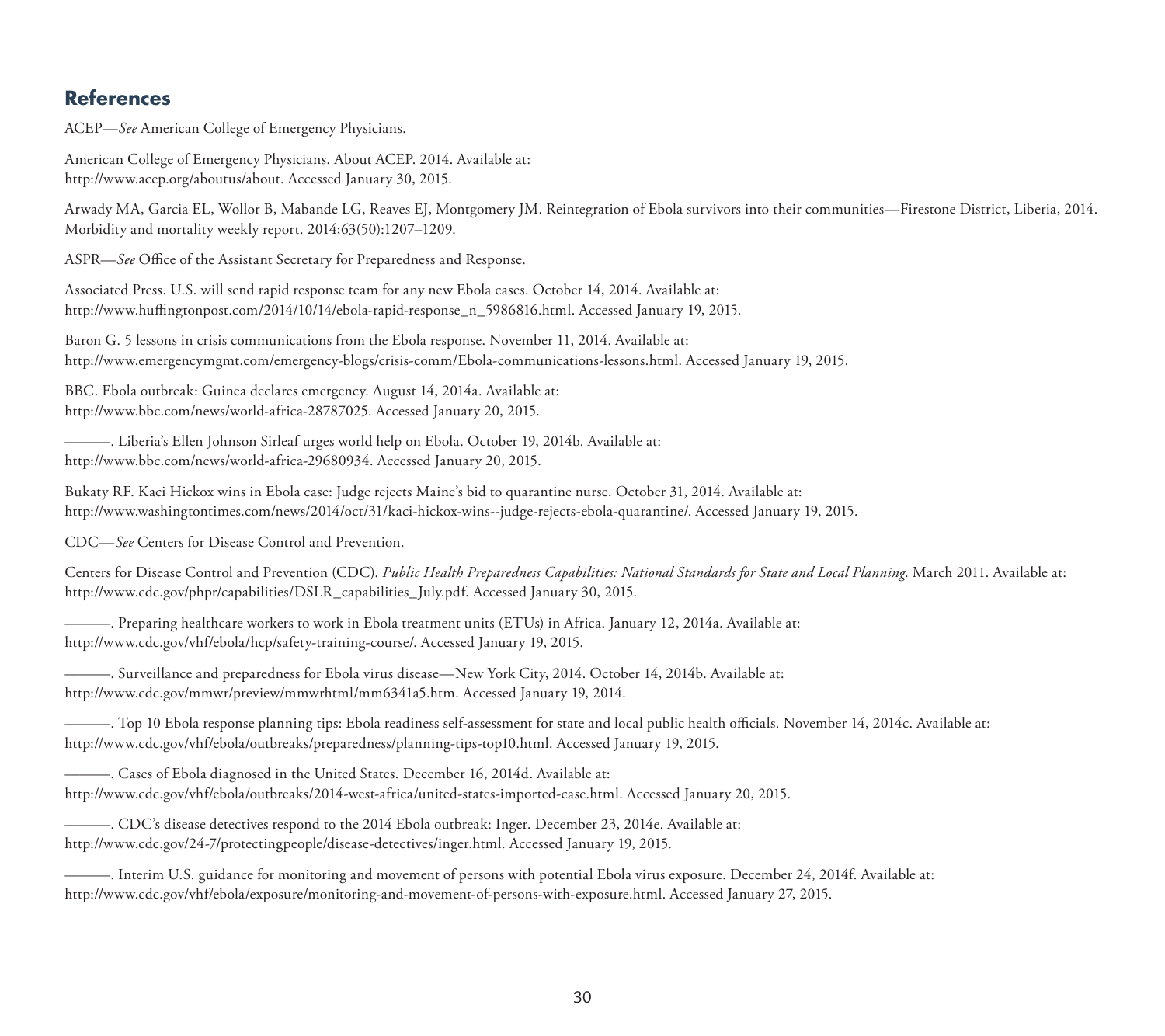## References

ACEP—*See* American College of Emergency Physicians.

American College of Emergency Physicians. About ACEP. 2014. Available at: http://www.acep.org/aboutus/about. Accessed January 30, 2015.

Arwady MA, Garcia EL, Wollor B, Mabande LG, Reaves EJ, Montgomery JM. Reintegration of Ebola survivors into their communities—Firestone District, Liberia, 2014. Morbidity and mortality weekly report. 2014;63(50):1207–1209.

ASPR—*See* Office of the Assistant Secretary for Preparedness and Response.

Associated Press. U.S. will send rapid response team for any new Ebola cases. October 14, 2014. Available at: http://www.huffingtonpost.com/2014/10/14/ebola-rapid-response_n_5986816.html. Accessed January 19, 2015.

Baron G. 5 lessons in crisis communications from the Ebola response. November 11, 2014. Available at: http://www.emergencymgmt.com/emergency-blogs/crisis-comm/Ebola-communications-lessons.html. Accessed January 19, 2015.

BBC. Ebola outbreak: Guinea declares emergency. August 14, 2014a. Available at: http://www.bbc.com/news/world-africa-28787025. Accessed January 20, 2015.

———. Liberia's Ellen Johnson Sirleaf urges world help on Ebola. October 19, 2014b. Available at: http://www.bbc.com/news/world-africa-29680934. Accessed January 20, 2015.

Bukaty RF. Kaci Hickox wins in Ebola case: Judge rejects Maine's bid to quarantine nurse. October 31, 2014. Available at: http://www.washingtontimes.com/news/2014/oct/31/kaci-hickox-wins--judge-rejects-ebola-quarantine/. Accessed January 19, 2015.

CDC—*See* Centers for Disease Control and Prevention.

Centers for Disease Control and Prevention (CDC). *Public Health Preparedness Capabilities: National Standards for State and Local Planning*. March 2011. Available at: http://www.cdc.gov/phpr/capabilities/DSLR_capabilities_July.pdf. Accessed January 30, 2015.

———. Preparing healthcare workers to work in Ebola treatment units (ETUs) in Africa. January 12, 2014a. Available at: http://www.cdc.gov/vhf/ebola/hcp/safety-training-course/. Accessed January 19, 2015.

———. Surveillance and preparedness for Ebola virus disease—New York City, 2014. October 14, 2014b. Available at: http://www.cdc.gov/mmwr/preview/mmwrhtml/mm6341a5.htm. Accessed January 19, 2014.

———. Top 10 Ebola response planning tips: Ebola readiness self-assessment for state and local public health officials. November 14, 2014c. Available at: http://www.cdc.gov/vhf/ebola/outbreaks/preparedness/planning-tips-top10.html. Accessed January 19, 2015.

———. Cases of Ebola diagnosed in the United States. December 16, 2014d. Available at: http://www.cdc.gov/vhf/ebola/outbreaks/2014-west-africa/united-states-imported-case.html. Accessed January 20, 2015.

———. CDC's disease detectives respond to the 2014 Ebola outbreak: Inger. December 23, 2014e. Available at: http://www.cdc.gov/24-7/protectingpeople/disease-detectives/inger.html. Accessed January 19, 2015.

———. Interim U.S. guidance for monitoring and movement of persons with potential Ebola virus exposure. December 24, 2014f. Available at: http://www.cdc.gov/vhf/ebola/exposure/monitoring-and-movement-of-persons-with-exposure.html. Accessed January 27, 2015.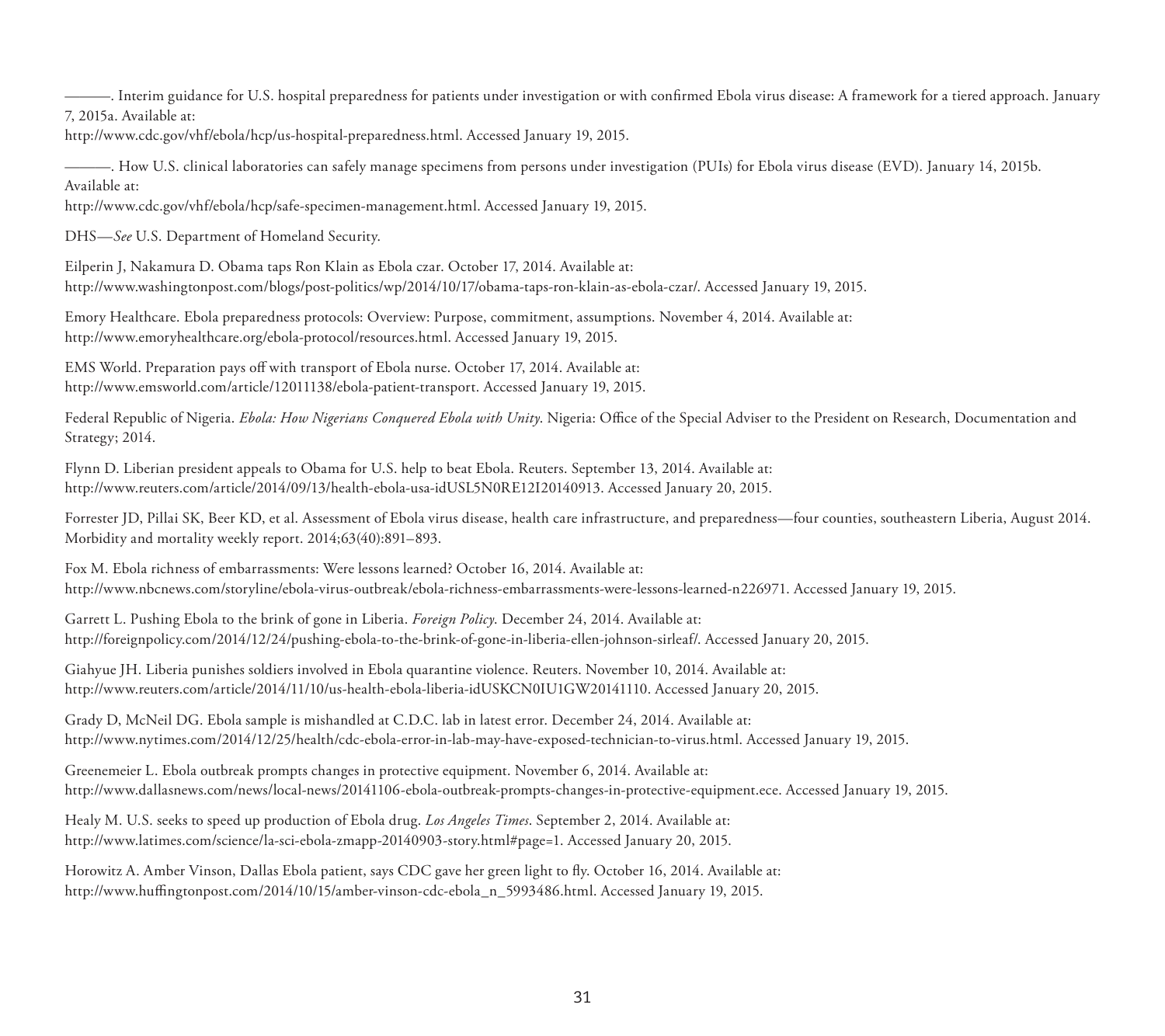———. Interim guidance for U.S. hospital preparedness for patients under investigation or with confirmed Ebola virus disease: A framework for a tiered approach. January 7, 2015a. Available at:
http://www.cdc.gov/vhf/ebola/hcp/us-hospital-preparedness.html. Accessed January 19, 2015.

———. How U.S. clinical laboratories can safely manage specimens from persons under investigation (PUIs) for Ebola virus disease (EVD). January 14, 2015b. Available at:
http://www.cdc.gov/vhf/ebola/hcp/safe-specimen-management.html. Accessed January 19, 2015.

DHS—*See* U.S. Department of Homeland Security.

Eilperin J, Nakamura D. Obama taps Ron Klain as Ebola czar. October 17, 2014. Available at:
http://www.washingtonpost.com/blogs/post-politics/wp/2014/10/17/obama-taps-ron-klain-as-ebola-czar/. Accessed January 19, 2015.

Emory Healthcare. Ebola preparedness protocols: Overview: Purpose, commitment, assumptions. November 4, 2014. Available at:
http://www.emoryhealthcare.org/ebola-protocol/resources.html. Accessed January 19, 2015.

EMS World. Preparation pays off with transport of Ebola nurse. October 17, 2014. Available at:
http://www.emsworld.com/article/12011138/ebola-patient-transport. Accessed January 19, 2015.

Federal Republic of Nigeria. *Ebola: How Nigerians Conquered Ebola with Unity*. Nigeria: Office of the Special Adviser to the President on Research, Documentation and Strategy; 2014.

Flynn D. Liberian president appeals to Obama for U.S. help to beat Ebola. Reuters. September 13, 2014. Available at:
http://www.reuters.com/article/2014/09/13/health-ebola-usa-idUSL5N0RE12I20140913. Accessed January 20, 2015.

Forrester JD, Pillai SK, Beer KD, et al. Assessment of Ebola virus disease, health care infrastructure, and preparedness—four counties, southeastern Liberia, August 2014. Morbidity and mortality weekly report. 2014;63(40):891–893.

Fox M. Ebola richness of embarrassments: Were lessons learned? October 16, 2014. Available at:
http://www.nbcnews.com/storyline/ebola-virus-outbreak/ebola-richness-embarrassments-were-lessons-learned-n226971. Accessed January 19, 2015.

Garrett L. Pushing Ebola to the brink of gone in Liberia. *Foreign Policy*. December 24, 2014. Available at:
http://foreignpolicy.com/2014/12/24/pushing-ebola-to-the-brink-of-gone-in-liberia-ellen-johnson-sirleaf/. Accessed January 20, 2015.

Giahyue JH. Liberia punishes soldiers involved in Ebola quarantine violence. Reuters. November 10, 2014. Available at:
http://www.reuters.com/article/2014/11/10/us-health-ebola-liberia-idUSKCN0IU1GW20141110. Accessed January 20, 2015.

Grady D, McNeil DG. Ebola sample is mishandled at C.D.C. lab in latest error. December 24, 2014. Available at:
http://www.nytimes.com/2014/12/25/health/cdc-ebola-error-in-lab-may-have-exposed-technician-to-virus.html. Accessed January 19, 2015.

Greenemeier L. Ebola outbreak prompts changes in protective equipment. November 6, 2014. Available at:
http://www.dallasnews.com/news/local-news/20141106-ebola-outbreak-prompts-changes-in-protective-equipment.ece. Accessed January 19, 2015.

Healy M. U.S. seeks to speed up production of Ebola drug. *Los Angeles Times*. September 2, 2014. Available at:
http://www.latimes.com/science/la-sci-ebola-zmapp-20140903-story.html#page=1. Accessed January 20, 2015.

Horowitz A. Amber Vinson, Dallas Ebola patient, says CDC gave her green light to fly. October 16, 2014. Available at:
http://www.huffingtonpost.com/2014/10/15/amber-vinson-cdc-ebola_n_5993486.html. Accessed January 19, 2015.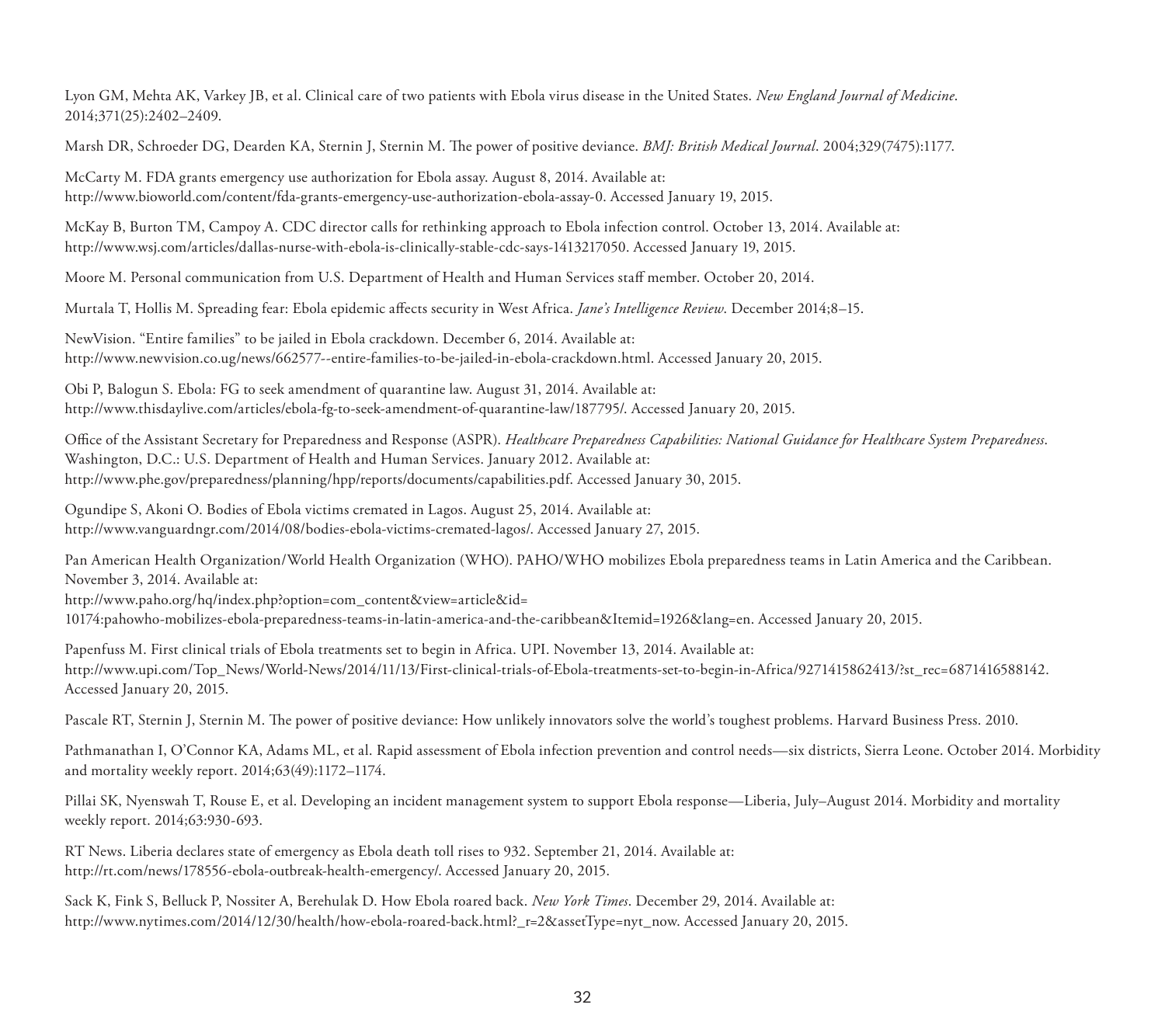Lyon GM, Mehta AK, Varkey JB, et al. Clinical care of two patients with Ebola virus disease in the United States. *New England Journal of Medicine*. 2014;371(25):2402–2409.

Marsh DR, Schroeder DG, Dearden KA, Sternin J, Sternin M. The power of positive deviance. *BMJ: British Medical Journal*. 2004;329(7475):1177.

McCarty M. FDA grants emergency use authorization for Ebola assay. August 8, 2014. Available at: http://www.bioworld.com/content/fda-grants-emergency-use-authorization-ebola-assay-0. Accessed January 19, 2015.

McKay B, Burton TM, Campoy A. CDC director calls for rethinking approach to Ebola infection control. October 13, 2014. Available at: http://www.wsj.com/articles/dallas-nurse-with-ebola-is-clinically-stable-cdc-says-1413217050. Accessed January 19, 2015.

Moore M. Personal communication from U.S. Department of Health and Human Services staff member. October 20, 2014.

Murtala T, Hollis M. Spreading fear: Ebola epidemic affects security in West Africa. *Jane's Intelligence Review*. December 2014;8–15.

NewVision. "Entire families" to be jailed in Ebola crackdown. December 6, 2014. Available at: http://www.newvision.co.ug/news/662577--entire-families-to-be-jailed-in-ebola-crackdown.html. Accessed January 20, 2015.

Obi P, Balogun S. Ebola: FG to seek amendment of quarantine law. August 31, 2014. Available at: http://www.thisdaylive.com/articles/ebola-fg-to-seek-amendment-of-quarantine-law/187795/. Accessed January 20, 2015.

Office of the Assistant Secretary for Preparedness and Response (ASPR). *Healthcare Preparedness Capabilities: National Guidance for Healthcare System Preparedness*. Washington, D.C.: U.S. Department of Health and Human Services. January 2012. Available at: http://www.phe.gov/preparedness/planning/hpp/reports/documents/capabilities.pdf. Accessed January 30, 2015.

Ogundipe S, Akoni O. Bodies of Ebola victims cremated in Lagos. August 25, 2014. Available at: http://www.vanguardngr.com/2014/08/bodies-ebola-victims-cremated-lagos/. Accessed January 27, 2015.

Pan American Health Organization/World Health Organization (WHO). PAHO/WHO mobilizes Ebola preparedness teams in Latin America and the Caribbean. November 3, 2014. Available at: http://www.paho.org/hq/index.php?option=com_content&view=article&id=10174:pahowho-mobilizes-ebola-preparedness-teams-in-latin-america-and-the-caribbean&Itemid=1926&lang=en. Accessed January 20, 2015.

Papenfuss M. First clinical trials of Ebola treatments set to begin in Africa. UPI. November 13, 2014. Available at: http://www.upi.com/Top_News/World-News/2014/11/13/First-clinical-trials-of-Ebola-treatments-set-to-begin-in-Africa/9271415862413/?st_rec=6871416588142. Accessed January 20, 2015.

Pascale RT, Sternin J, Sternin M. The power of positive deviance: How unlikely innovators solve the world's toughest problems. Harvard Business Press. 2010.

Pathmanathan I, O'Connor KA, Adams ML, et al. Rapid assessment of Ebola infection prevention and control needs—six districts, Sierra Leone. October 2014. Morbidity and mortality weekly report. 2014;63(49):1172–1174.

Pillai SK, Nyenswah T, Rouse E, et al. Developing an incident management system to support Ebola response—Liberia, July–August 2014. Morbidity and mortality weekly report. 2014;63:930-693.

RT News. Liberia declares state of emergency as Ebola death toll rises to 932. September 21, 2014. Available at: http://rt.com/news/178556-ebola-outbreak-health-emergency/. Accessed January 20, 2015.

Sack K, Fink S, Belluck P, Nossiter A, Berehulak D. How Ebola roared back. *New York Times*. December 29, 2014. Available at: http://www.nytimes.com/2014/12/30/health/how-ebola-roared-back.html?_r=2&assetType=nyt_now. Accessed January 20, 2015.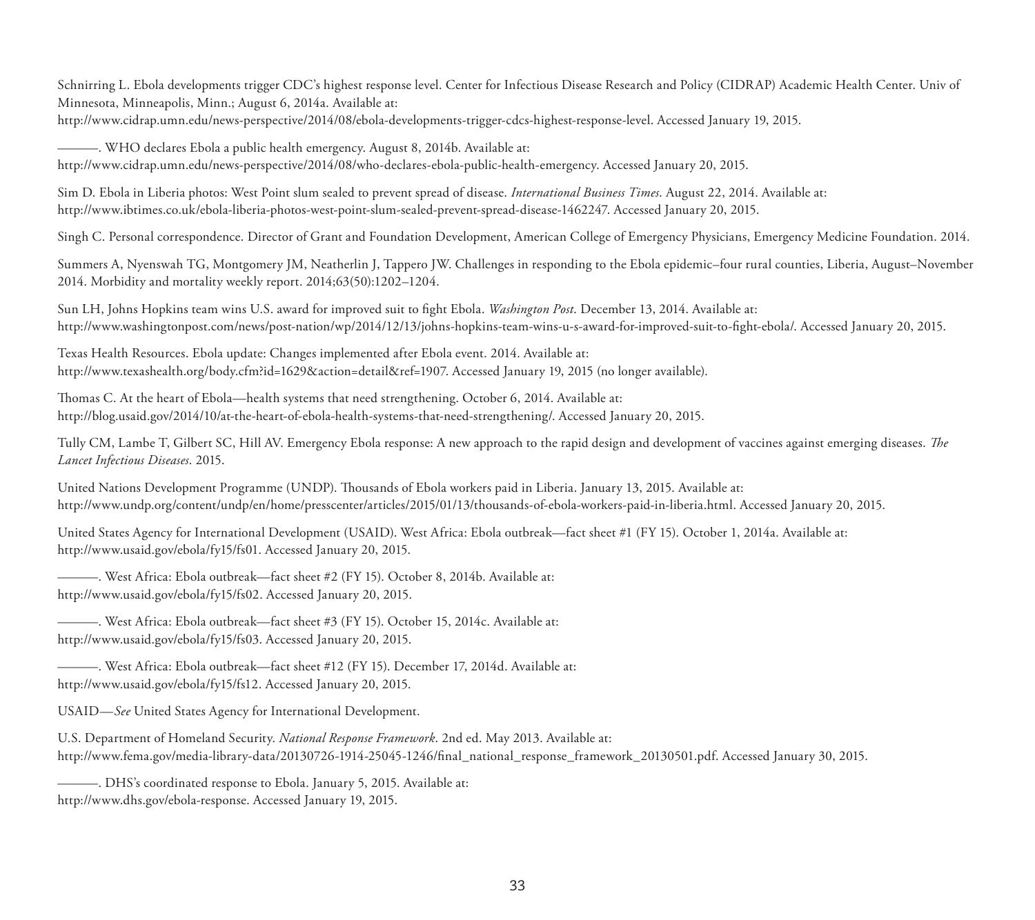Schnirring L. Ebola developments trigger CDC's highest response level. Center for Infectious Disease Research and Policy (CIDRAP) Academic Health Center. Univ of Minnesota, Minneapolis, Minn.; August 6, 2014a. Available at: http://www.cidrap.umn.edu/news-perspective/2014/08/ebola-developments-trigger-cdcs-highest-response-level. Accessed January 19, 2015.

———. WHO declares Ebola a public health emergency. August 8, 2014b. Available at: http://www.cidrap.umn.edu/news-perspective/2014/08/who-declares-ebola-public-health-emergency. Accessed January 20, 2015.

Sim D. Ebola in Liberia photos: West Point slum sealed to prevent spread of disease. *International Business Times*. August 22, 2014. Available at: http://www.ibtimes.co.uk/ebola-liberia-photos-west-point-slum-sealed-prevent-spread-disease-1462247. Accessed January 20, 2015.

Singh C. Personal correspondence. Director of Grant and Foundation Development, American College of Emergency Physicians, Emergency Medicine Foundation. 2014.

Summers A, Nyenswah TG, Montgomery JM, Neatherlin J, Tappero JW. Challenges in responding to the Ebola epidemic–four rural counties, Liberia, August–November 2014. Morbidity and mortality weekly report. 2014;63(50):1202–1204.

Sun LH, Johns Hopkins team wins U.S. award for improved suit to fight Ebola. *Washington Post*. December 13, 2014. Available at: http://www.washingtonpost.com/news/post-nation/wp/2014/12/13/johns-hopkins-team-wins-u-s-award-for-improved-suit-to-fight-ebola/. Accessed January 20, 2015.

Texas Health Resources. Ebola update: Changes implemented after Ebola event. 2014. Available at: http://www.texashealth.org/body.cfm?id=1629&action=detail&ref=1907. Accessed January 19, 2015 (no longer available).

Thomas C. At the heart of Ebola—health systems that need strengthening. October 6, 2014. Available at: http://blog.usaid.gov/2014/10/at-the-heart-of-ebola-health-systems-that-need-strengthening/. Accessed January 20, 2015.

Tully CM, Lambe T, Gilbert SC, Hill AV. Emergency Ebola response: A new approach to the rapid design and development of vaccines against emerging diseases. *The Lancet Infectious Diseases*. 2015.

United Nations Development Programme (UNDP). Thousands of Ebola workers paid in Liberia. January 13, 2015. Available at: http://www.undp.org/content/undp/en/home/presscenter/articles/2015/01/13/thousands-of-ebola-workers-paid-in-liberia.html. Accessed January 20, 2015.

United States Agency for International Development (USAID). West Africa: Ebola outbreak—fact sheet #1 (FY 15). October 1, 2014a. Available at: http://www.usaid.gov/ebola/fy15/fs01. Accessed January 20, 2015.

———. West Africa: Ebola outbreak—fact sheet #2 (FY 15). October 8, 2014b. Available at: http://www.usaid.gov/ebola/fy15/fs02. Accessed January 20, 2015.

———. West Africa: Ebola outbreak—fact sheet #3 (FY 15). October 15, 2014c. Available at: http://www.usaid.gov/ebola/fy15/fs03. Accessed January 20, 2015.

———. West Africa: Ebola outbreak—fact sheet #12 (FY 15). December 17, 2014d. Available at: http://www.usaid.gov/ebola/fy15/fs12. Accessed January 20, 2015.

USAID—*See* United States Agency for International Development.

U.S. Department of Homeland Security. *National Response Framework*. 2nd ed. May 2013. Available at: http://www.fema.gov/media-library-data/20130726-1914-25045-1246/final_national_response_framework_20130501.pdf. Accessed January 30, 2015.

———. DHS's coordinated response to Ebola. January 5, 2015. Available at: http://www.dhs.gov/ebola-response. Accessed January 19, 2015.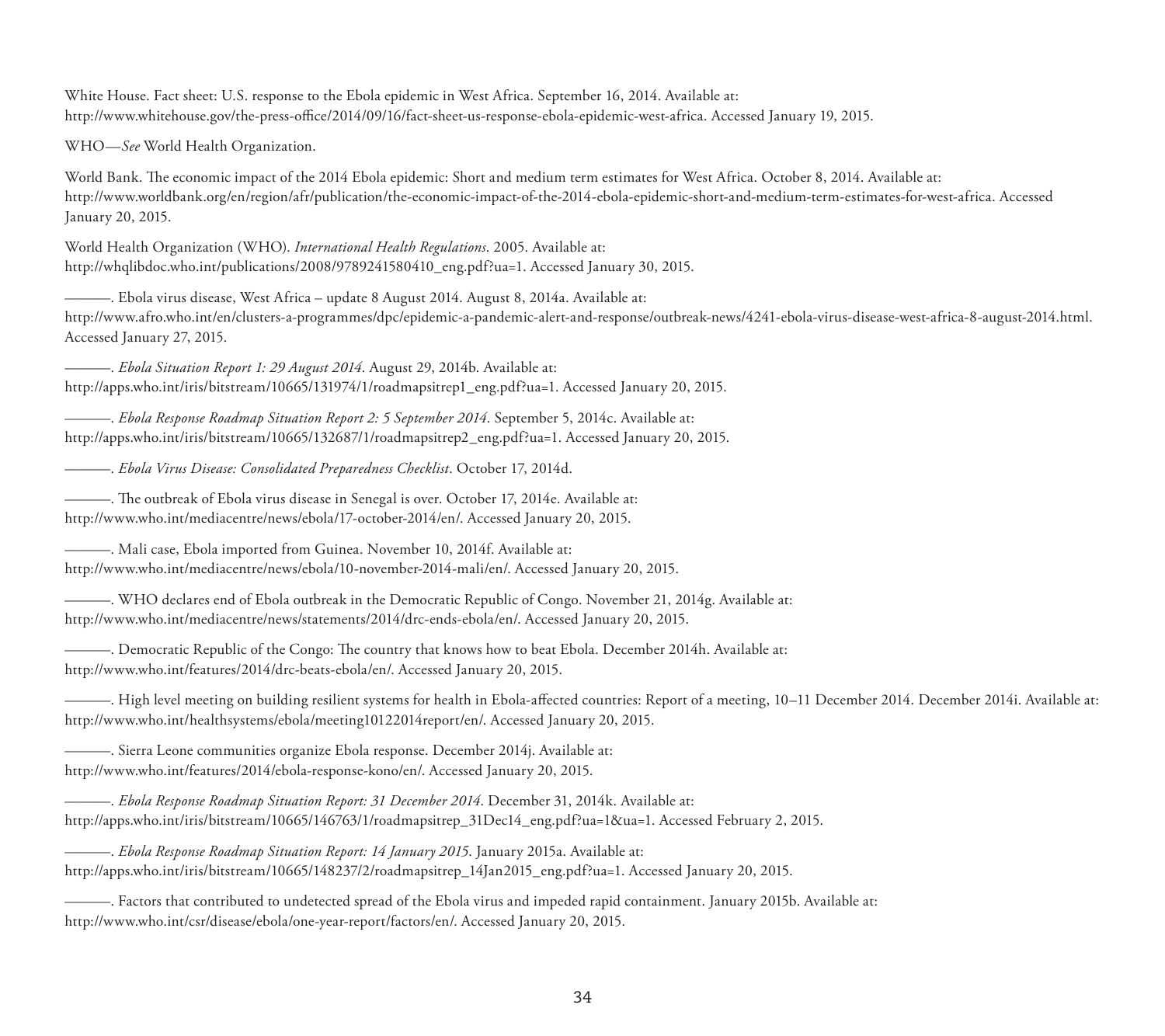White House. Fact sheet: U.S. response to the Ebola epidemic in West Africa. September 16, 2014. Available at: http://www.whitehouse.gov/the-press-office/2014/09/16/fact-sheet-us-response-ebola-epidemic-west-africa. Accessed January 19, 2015.

WHO—*See* World Health Organization.

World Bank. The economic impact of the 2014 Ebola epidemic: Short and medium term estimates for West Africa. October 8, 2014. Available at: http://www.worldbank.org/en/region/afr/publication/the-economic-impact-of-the-2014-ebola-epidemic-short-and-medium-term-estimates-for-west-africa. Accessed January 20, 2015.

World Health Organization (WHO). *International Health Regulations*. 2005. Available at: http://whqlibdoc.who.int/publications/2008/9789241580410_eng.pdf?ua=1. Accessed January 30, 2015.

———. Ebola virus disease, West Africa – update 8 August 2014. August 8, 2014a. Available at: http://www.afro.who.int/en/clusters-a-programmes/dpc/epidemic-a-pandemic-alert-and-response/outbreak-news/4241-ebola-virus-disease-west-africa-8-august-2014.html. Accessed January 27, 2015.

———. *Ebola Situation Report 1: 29 August 2014*. August 29, 2014b. Available at: http://apps.who.int/iris/bitstream/10665/131974/1/roadmapsitrep1_eng.pdf?ua=1. Accessed January 20, 2015.

———. *Ebola Response Roadmap Situation Report 2: 5 September 2014*. September 5, 2014c. Available at: http://apps.who.int/iris/bitstream/10665/132687/1/roadmapsitrep2_eng.pdf?ua=1. Accessed January 20, 2015.

———. *Ebola Virus Disease: Consolidated Preparedness Checklist*. October 17, 2014d.

———. The outbreak of Ebola virus disease in Senegal is over. October 17, 2014e. Available at: http://www.who.int/mediacentre/news/ebola/17-october-2014/en/. Accessed January 20, 2015.

———. Mali case, Ebola imported from Guinea. November 10, 2014f. Available at: http://www.who.int/mediacentre/news/ebola/10-november-2014-mali/en/. Accessed January 20, 2015.

———. WHO declares end of Ebola outbreak in the Democratic Republic of Congo. November 21, 2014g. Available at: http://www.who.int/mediacentre/news/statements/2014/drc-ends-ebola/en/. Accessed January 20, 2015.

———. Democratic Republic of the Congo: The country that knows how to beat Ebola. December 2014h. Available at: http://www.who.int/features/2014/drc-beats-ebola/en/. Accessed January 20, 2015.

———. High level meeting on building resilient systems for health in Ebola-affected countries: Report of a meeting, 10–11 December 2014. December 2014i. Available at: http://www.who.int/healthsystems/ebola/meeting10122014report/en/. Accessed January 20, 2015.

———. Sierra Leone communities organize Ebola response. December 2014j. Available at: http://www.who.int/features/2014/ebola-response-kono/en/. Accessed January 20, 2015.

———. *Ebola Response Roadmap Situation Report: 31 December 2014*. December 31, 2014k. Available at: http://apps.who.int/iris/bitstream/10665/146763/1/roadmapsitrep_31Dec14_eng.pdf?ua=1&ua=1. Accessed February 2, 2015.

———. *Ebola Response Roadmap Situation Report: 14 January 2015*. January 2015a. Available at: http://apps.who.int/iris/bitstream/10665/148237/2/roadmapsitrep_14Jan2015_eng.pdf?ua=1. Accessed January 20, 2015.

———. Factors that contributed to undetected spread of the Ebola virus and impeded rapid containment. January 2015b. Available at: http://www.who.int/csr/disease/ebola/one-year-report/factors/en/. Accessed January 20, 2015.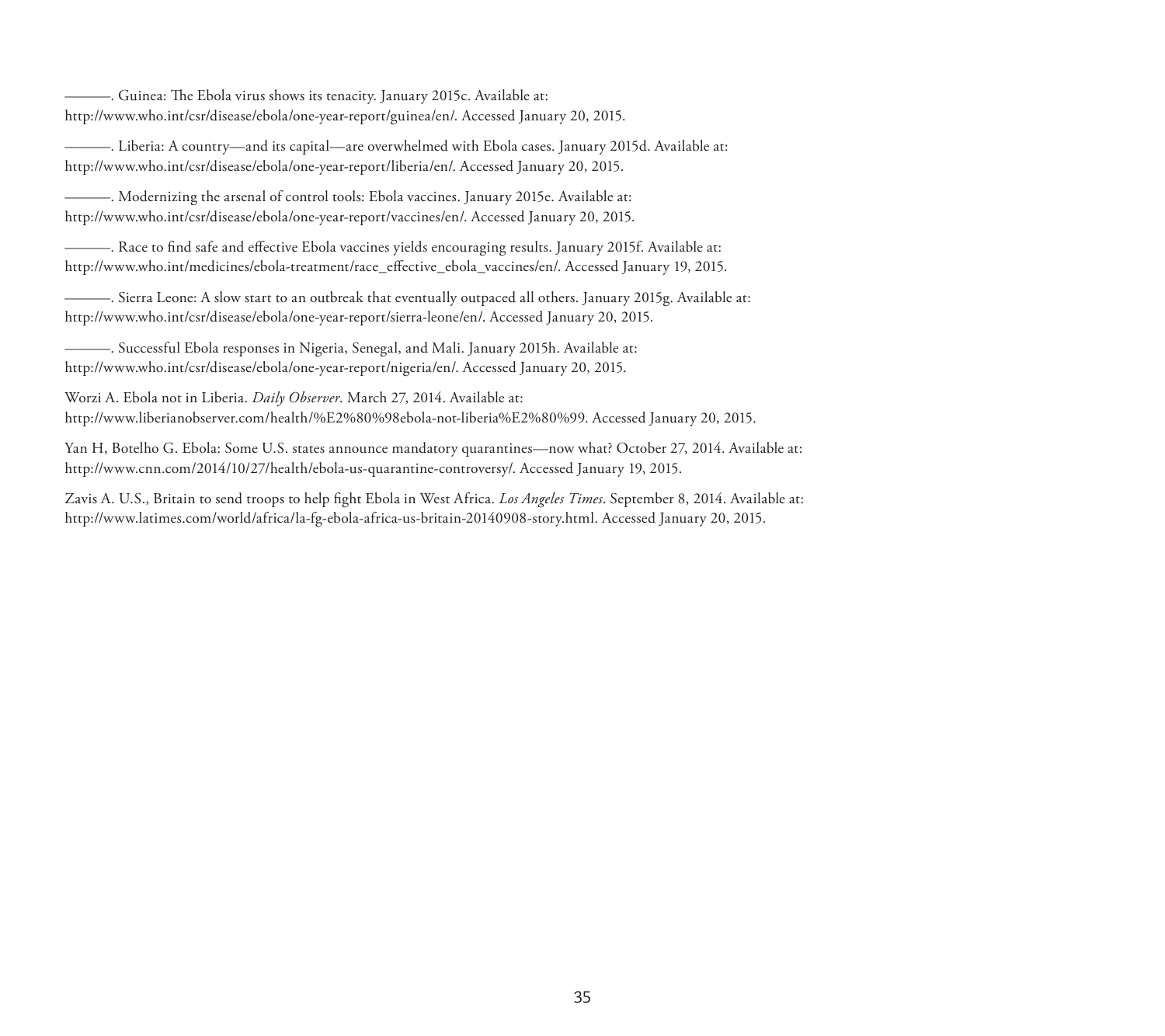———. Guinea: The Ebola virus shows its tenacity. January 2015c. Available at: http://www.who.int/csr/disease/ebola/one-year-report/guinea/en/. Accessed January 20, 2015.

———. Liberia: A country—and its capital—are overwhelmed with Ebola cases. January 2015d. Available at: http://www.who.int/csr/disease/ebola/one-year-report/liberia/en/. Accessed January 20, 2015.

———. Modernizing the arsenal of control tools: Ebola vaccines. January 2015e. Available at: http://www.who.int/csr/disease/ebola/one-year-report/vaccines/en/. Accessed January 20, 2015.

———. Race to find safe and effective Ebola vaccines yields encouraging results. January 2015f. Available at: http://www.who.int/medicines/ebola-treatment/race_effective_ebola_vaccines/en/. Accessed January 19, 2015.

———. Sierra Leone: A slow start to an outbreak that eventually outpaced all others. January 2015g. Available at: http://www.who.int/csr/disease/ebola/one-year-report/sierra-leone/en/. Accessed January 20, 2015.

———. Successful Ebola responses in Nigeria, Senegal, and Mali. January 2015h. Available at: http://www.who.int/csr/disease/ebola/one-year-report/nigeria/en/. Accessed January 20, 2015.

Worzi A. Ebola not in Liberia. *Daily Observer*. March 27, 2014. Available at: http://www.liberianobserver.com/health/%E2%80%98ebola-not-liberia%E2%80%99. Accessed January 20, 2015.

Yan H, Botelho G. Ebola: Some U.S. states announce mandatory quarantines—now what? October 27, 2014. Available at: http://www.cnn.com/2014/10/27/health/ebola-us-quarantine-controversy/. Accessed January 19, 2015.

Zavis A. U.S., Britain to send troops to help fight Ebola in West Africa. *Los Angeles Times*. September 8, 2014. Available at: http://www.latimes.com/world/africa/la-fg-ebola-africa-us-britain-20140908-story.html. Accessed January 20, 2015.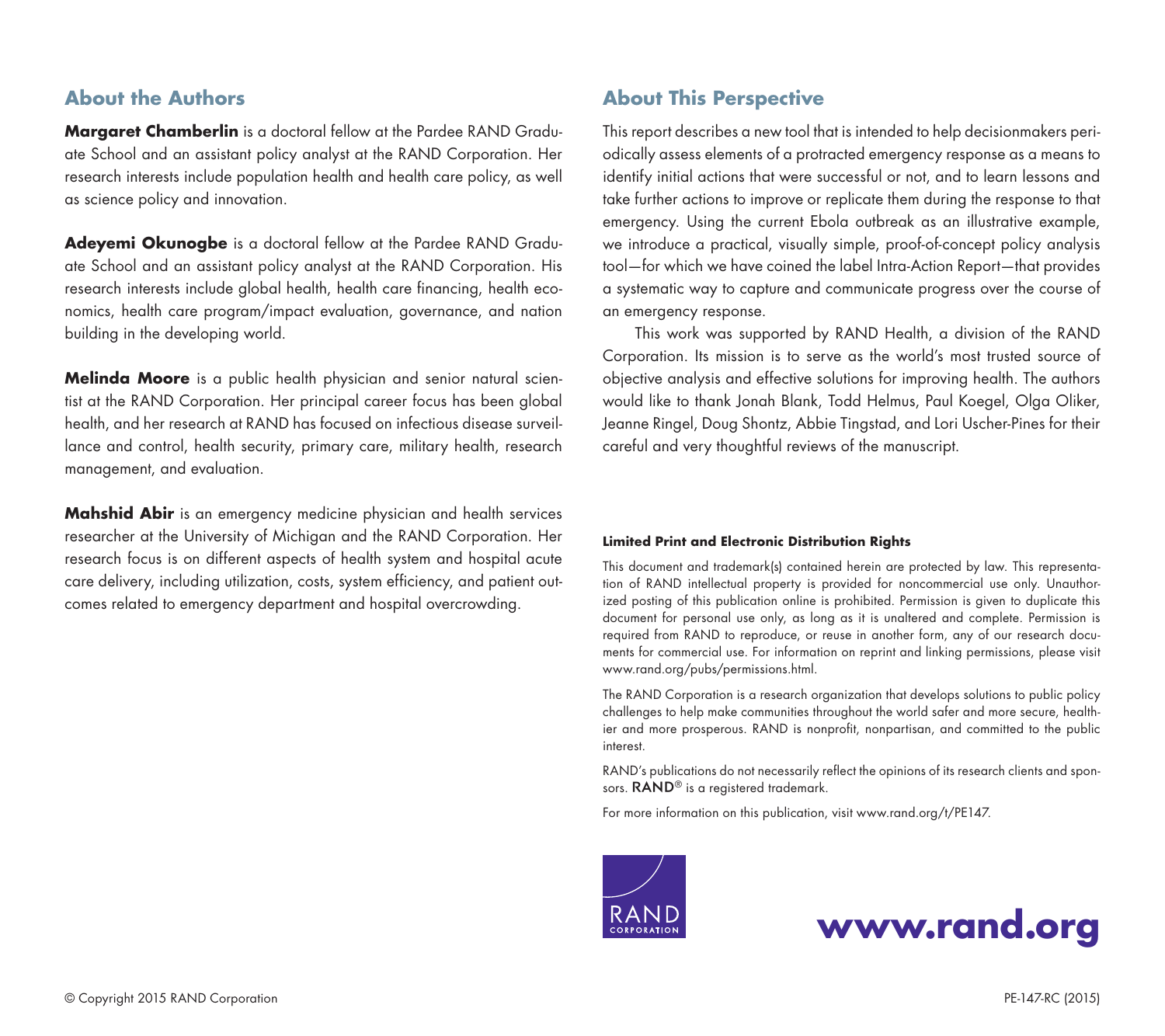## About the Authors

**Margaret Chamberlin** is a doctoral fellow at the Pardee RAND Graduate School and an assistant policy analyst at the RAND Corporation. Her research interests include population health and health care policy, as well as science policy and innovation.

**Adeyemi Okunogbe** is a doctoral fellow at the Pardee RAND Graduate School and an assistant policy analyst at the RAND Corporation. His research interests include global health, health care financing, health economics, health care program/impact evaluation, governance, and nation building in the developing world.

**Melinda Moore** is a public health physician and senior natural scientist at the RAND Corporation. Her principal career focus has been global health, and her research at RAND has focused on infectious disease surveillance and control, health security, primary care, military health, research management, and evaluation.

**Mahshid Abir** is an emergency medicine physician and health services researcher at the University of Michigan and the RAND Corporation. Her research focus is on different aspects of health system and hospital acute care delivery, including utilization, costs, system efficiency, and patient outcomes related to emergency department and hospital overcrowding.

## About This Perspective

This report describes a new tool that is intended to help decisionmakers periodically assess elements of a protracted emergency response as a means to identify initial actions that were successful or not, and to learn lessons and take further actions to improve or replicate them during the response to that emergency. Using the current Ebola outbreak as an illustrative example, we introduce a practical, visually simple, proof-of-concept policy analysis tool—for which we have coined the label Intra-Action Report—that provides a systematic way to capture and communicate progress over the course of an emergency response.

This work was supported by RAND Health, a division of the RAND Corporation. Its mission is to serve as the world's most trusted source of objective analysis and effective solutions for improving health. The authors would like to thank Jonah Blank, Todd Helmus, Paul Koegel, Olga Oliker, Jeanne Ringel, Doug Shontz, Abbie Tingstad, and Lori Uscher-Pines for their careful and very thoughtful reviews of the manuscript.

**Limited Print and Electronic Distribution Rights**

This document and trademark(s) contained herein are protected by law. This representation of RAND intellectual property is provided for noncommercial use only. Unauthorized posting of this publication online is prohibited. Permission is given to duplicate this document for personal use only, as long as it is unaltered and complete. Permission is required from RAND to reproduce, or reuse in another form, any of our research documents for commercial use. For information on reprint and linking permissions, please visit www.rand.org/pubs/permissions.html.

The RAND Corporation is a research organization that develops solutions to public policy challenges to help make communities throughout the world safer and more secure, healthier and more prosperous. RAND is nonprofit, nonpartisan, and committed to the public interest.

RAND's publications do not necessarily reflect the opinions of its research clients and sponsors. RAND® is a registered trademark.

For more information on this publication, visit www.rand.org/t/PE147.

RAND CORPORATION

**www.rand.org**

© Copyright 2015 RAND Corporation

PE-147-RC (2015)